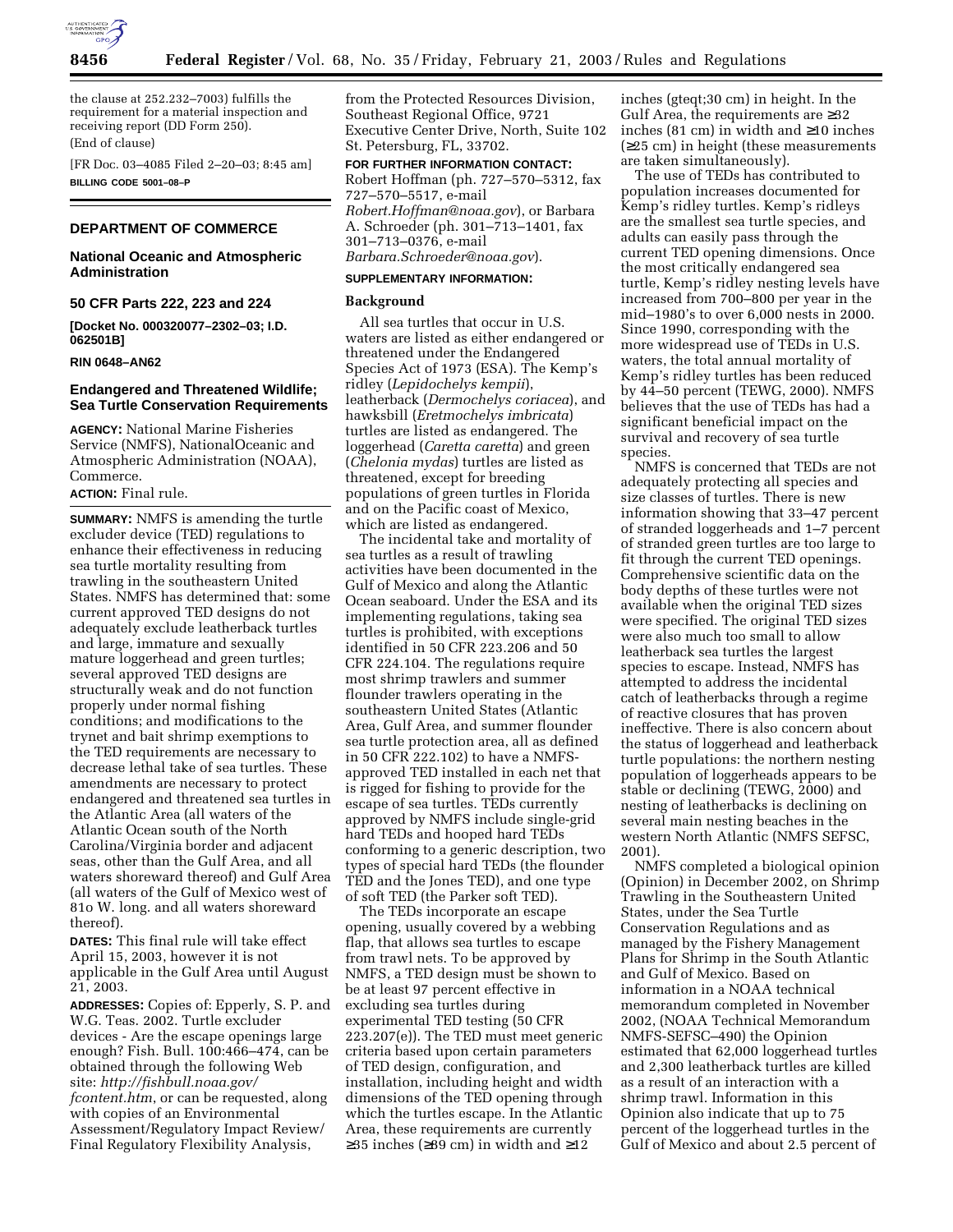the clause at 252.232–7003) fulfills the requirement for a material inspection and receiving report (DD Form 250).

(End of clause)

[FR Doc. 03–4085 Filed 2–20–03; 8:45 am]

**BILLING CODE 5001–08–P**

## DEPARTMENT OF COMMERCE

### National Oceanic and Atmospheric Administration

### 50 CFR Parts 222, 223 and 224

**[Docket No. 000320077–2302–03; I.D. 062501B]**

**RIN 0648–AN62**

### Endangered and Threatened Wildlife; Sea Turtle Conservation Requirements

**AGENCY:** National Marine Fisheries Service (NMFS), NationalOceanic and Atmospheric Administration (NOAA), Commerce.

**ACTION:** Final rule.

**SUMMARY:** NMFS is amending the turtle excluder device (TED) regulations to enhance their effectiveness in reducing sea turtle mortality resulting from trawling in the southeastern United States. NMFS has determined that: some current approved TED designs do not adequately exclude leatherback turtles and large, immature and sexually mature loggerhead and green turtles; several approved TED designs are structurally weak and do not function properly under normal fishing conditions; and modifications to the trynet and bait shrimp exemptions to the TED requirements are necessary to decrease lethal take of sea turtles. These amendments are necessary to protect endangered and threatened sea turtles in the Atlantic Area (all waters of the Atlantic Ocean south of the North Carolina/Virginia border and adjacent seas, other than the Gulf Area, and all waters shoreward thereof) and Gulf Area (all waters of the Gulf of Mexico west of 81o W. long. and all waters shoreward thereof).

**DATES:** This final rule will take effect April 15, 2003, however it is not applicable in the Gulf Area until August 21, 2003.

**ADDRESSES:** Copies of: Epperly, S. P. and W.G. Teas. 2002. Turtle excluder devices - Are the escape openings large enough? Fish. Bull. 100:466–474, can be obtained through the following Web site: *http://fishbull.noaa.gov/fcontent.htm*, or can be requested, along with copies of an Environmental Assessment/Regulatory Impact Review/Final Regulatory Flexibility Analysis, from the Protected Resources Division, Southeast Regional Office, 9721 Executive Center Drive, North, Suite 102 St. Petersburg, FL, 33702.

**FOR FURTHER INFORMATION CONTACT:** Robert Hoffman (ph. 727–570–5312, fax 727–570–5517, e-mail *Robert.Hoffman@noaa.gov*), or Barbara A. Schroeder (ph. 301–713–1401, fax 301–713–0376, e-mail *Barbara.Schroeder@noaa.gov*).

**SUPPLEMENTARY INFORMATION:**

### Background

All sea turtles that occur in U.S. waters are listed as either endangered or threatened under the Endangered Species Act of 1973 (ESA). The Kemp's ridley (*Lepidochelys kempii*), leatherback (*Dermochelys coriacea*), and hawksbill (*Eretmochelys imbricata*) turtles are listed as endangered. The loggerhead (*Caretta caretta*) and green (*Chelonia mydas*) turtles are listed as threatened, except for breeding populations of green turtles in Florida and on the Pacific coast of Mexico, which are listed as endangered.

The incidental take and mortality of sea turtles as a result of trawling activities have been documented in the Gulf of Mexico and along the Atlantic Ocean seaboard. Under the ESA and its implementing regulations, taking sea turtles is prohibited, with exceptions identified in 50 CFR 223.206 and 50 CFR 224.104. The regulations require most shrimp trawlers and summer flounder trawlers operating in the southeastern United States (Atlantic Area, Gulf Area, and summer flounder sea turtle protection area, all as defined in 50 CFR 222.102) to have a NMFS-approved TED installed in each net that is rigged for fishing to provide for the escape of sea turtles. TEDs currently approved by NMFS include single-grid hard TEDs and hooped hard TEDs conforming to a generic description, two types of special hard TEDs (the flounder TED and the Jones TED), and one type of soft TED (the Parker soft TED).

The TEDs incorporate an escape opening, usually covered by a webbing flap, that allows sea turtles to escape from trawl nets. To be approved by NMFS, a TED design must be shown to be at least 97 percent effective in excluding sea turtles during experimental TED testing (50 CFR 223.207(e)). The TED must meet generic criteria based upon certain parameters of TED design, configuration, and installation, including height and width dimensions of the TED opening through which the turtles escape. In the Atlantic Area, these requirements are currently ≥35 inches (≥89 cm) in width and ≥12 inches (gteqt;30 cm) in height. In the Gulf Area, the requirements are ≥32 inches (81 cm) in width and ≥10 inches (≥25 cm) in height (these measurements are taken simultaneously).

The use of TEDs has contributed to population increases documented for Kemp's ridley turtles. Kemp's ridleys are the smallest sea turtle species, and adults can easily pass through the current TED opening dimensions. Once the most critically endangered sea turtle, Kemp's ridley nesting levels have increased from 700–800 per year in the mid–1980's to over 6,000 nests in 2000. Since 1990, corresponding with the more widespread use of TEDs in U.S. waters, the total annual mortality of Kemp's ridley turtles has been reduced by 44–50 percent (TEWG, 2000). NMFS believes that the use of TEDs has had a significant beneficial impact on the survival and recovery of sea turtle species.

NMFS is concerned that TEDs are not adequately protecting all species and size classes of turtles. There is new information showing that 33–47 percent of stranded loggerheads and 1–7 percent of stranded green turtles are too large to fit through the current TED openings. Comprehensive scientific data on the body depths of these turtles were not available when the original TED sizes were specified. The original TED sizes were also much too small to allow leatherback sea turtles the largest species to escape. Instead, NMFS has attempted to address the incidental catch of leatherbacks through a regime of reactive closures that has proven ineffective. There is also concern about the status of loggerhead and leatherback turtle populations: the northern nesting population of loggerheads appears to be stable or declining (TEWG, 2000) and nesting of leatherbacks is declining on several main nesting beaches in the western North Atlantic (NMFS SEFSC, 2001).

NMFS completed a biological opinion (Opinion) in December 2002, on Shrimp Trawling in the Southeastern United States, under the Sea Turtle Conservation Regulations and as managed by the Fishery Management Plans for Shrimp in the South Atlantic and Gulf of Mexico. Based on information in a NOAA technical memorandum completed in November 2002, (NOAA Technical Memorandum NMFS-SEFSC–490) the Opinion estimated that 62,000 loggerhead turtles and 2,300 leatherback turtles are killed as a result of an interaction with a shrimp trawl. Information in this Opinion also indicate that up to 75 percent of the loggerhead turtles in the Gulf of Mexico and about 2.5 percent of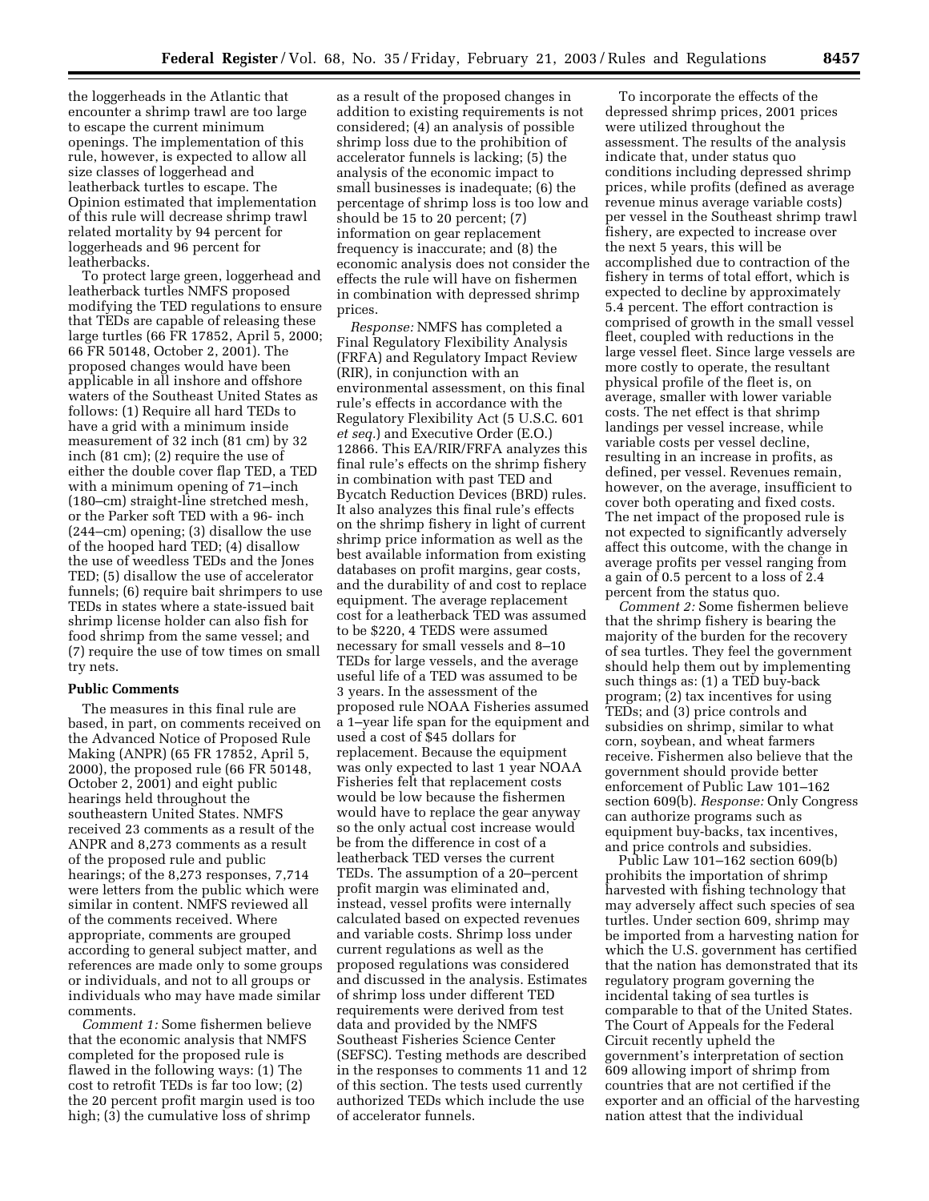the loggerheads in the Atlantic that encounter a shrimp trawl are too large to escape the current minimum openings. The implementation of this rule, however, is expected to allow all size classes of loggerhead and leatherback turtles to escape. The Opinion estimated that implementation of this rule will decrease shrimp trawl related mortality by 94 percent for loggerheads and 96 percent for leatherbacks.

To protect large green, loggerhead and leatherback turtles NMFS proposed modifying the TED regulations to ensure that TEDs are capable of releasing these large turtles (66 FR 17852, April 5, 2000; 66 FR 50148, October 2, 2001). The proposed changes would have been applicable in all inshore and offshore waters of the Southeast United States as follows: (1) Require all hard TEDs to have a grid with a minimum inside measurement of 32 inch (81 cm) by 32 inch (81 cm); (2) require the use of either the double cover flap TED, a TED with a minimum opening of 71–inch (180–cm) straight-line stretched mesh, or the Parker soft TED with a 96- inch (244–cm) opening; (3) disallow the use of the hooped hard TED; (4) disallow the use of weedless TEDs and the Jones TED; (5) disallow the use of accelerator funnels; (6) require bait shrimpers to use TEDs in states where a state-issued bait shrimp license holder can also fish for food shrimp from the same vessel; and (7) require the use of tow times on small try nets.

**Public Comments**

The measures in this final rule are based, in part, on comments received on the Advanced Notice of Proposed Rule Making (ANPR) (65 FR 17852, April 5, 2000), the proposed rule (66 FR 50148, October 2, 2001) and eight public hearings held throughout the southeastern United States. NMFS received 23 comments as a result of the ANPR and 8,273 comments as a result of the proposed rule and public hearings; of the 8,273 responses, 7,714 were letters from the public which were similar in content. NMFS reviewed all of the comments received. Where appropriate, comments are grouped according to general subject matter, and references are made only to some groups or individuals, and not to all groups or individuals who may have made similar comments.

*Comment 1:* Some fishermen believe that the economic analysis that NMFS completed for the proposed rule is flawed in the following ways: (1) The cost to retrofit TEDs is far too low; (2) the 20 percent profit margin used is too high; (3) the cumulative loss of shrimp as a result of the proposed changes in addition to existing requirements is not considered; (4) an analysis of possible shrimp loss due to the prohibition of accelerator funnels is lacking; (5) the analysis of the economic impact to small businesses is inadequate; (6) the percentage of shrimp loss is too low and should be 15 to 20 percent; (7) information on gear replacement frequency is inaccurate; and (8) the economic analysis does not consider the effects the rule will have on fishermen in combination with depressed shrimp prices.

*Response:* NMFS has completed a Final Regulatory Flexibility Analysis (FRFA) and Regulatory Impact Review (RIR), in conjunction with an environmental assessment, on this final rule's effects in accordance with the Regulatory Flexibility Act (5 U.S.C. 601 *et seq.*) and Executive Order (E.O.) 12866. This EA/RIR/FRFA analyzes this final rule's effects on the shrimp fishery in combination with past TED and Bycatch Reduction Devices (BRD) rules. It also analyzes this final rule's effects on the shrimp fishery in light of current shrimp price information as well as the best available information from existing databases on profit margins, gear costs, and the durability of and cost to replace equipment. The average replacement cost for a leatherback TED was assumed to be $220, 4 TEDS were assumed necessary for small vessels and 8–10 TEDs for large vessels, and the average useful life of a TED was assumed to be 3 years. In the assessment of the proposed rule NOAA Fisheries assumed a 1–year life span for the equipment and used a cost of $45 dollars for replacement. Because the equipment was only expected to last 1 year NOAA Fisheries felt that replacement costs would be low because the fishermen would have to replace the gear anyway so the only actual cost increase would be from the difference in cost of a leatherback TED verses the current TEDs. The assumption of a 20–percent profit margin was eliminated and, instead, vessel profits were internally calculated based on expected revenues and variable costs. Shrimp loss under current regulations as well as the proposed regulations was considered and discussed in the analysis. Estimates of shrimp loss under different TED requirements were derived from test data and provided by the NMFS Southeast Fisheries Science Center (SEFSC). Testing methods are described in the responses to comments 11 and 12 of this section. The tests used currently authorized TEDs which include the use of accelerator funnels.

To incorporate the effects of the depressed shrimp prices, 2001 prices were utilized throughout the assessment. The results of the analysis indicate that, under status quo conditions including depressed shrimp prices, while profits (defined as average revenue minus average variable costs) per vessel in the Southeast shrimp trawl fishery, are expected to increase over the next 5 years, this will be accomplished due to contraction of the fishery in terms of total effort, which is expected to decline by approximately 5.4 percent. The effort contraction is comprised of growth in the small vessel fleet, coupled with reductions in the large vessel fleet. Since large vessels are more costly to operate, the resultant physical profile of the fleet is, on average, smaller with lower variable costs. The net effect is that shrimp landings per vessel increase, while variable costs per vessel decline, resulting in an increase in profits, as defined, per vessel. Revenues remain, however, on the average, insufficient to cover both operating and fixed costs. The net impact of the proposed rule is not expected to significantly adversely affect this outcome, with the change in average profits per vessel ranging from a gain of 0.5 percent to a loss of 2.4 percent from the status quo.

*Comment 2:* Some fishermen believe that the shrimp fishery is bearing the majority of the burden for the recovery of sea turtles. They feel the government should help them out by implementing such things as: (1) a TED buy-back program; (2) tax incentives for using TEDs; and (3) price controls and subsidies on shrimp, similar to what corn, soybean, and wheat farmers receive. Fishermen also believe that the government should provide better enforcement of Public Law 101–162 section 609(b). *Response:* Only Congress can authorize programs such as equipment buy-backs, tax incentives, and price controls and subsidies.

Public Law 101–162 section 609(b) prohibits the importation of shrimp harvested with fishing technology that may adversely affect such species of sea turtles. Under section 609, shrimp may be imported from a harvesting nation for which the U.S. government has certified that the nation has demonstrated that its regulatory program governing the incidental taking of sea turtles is comparable to that of the United States. The Court of Appeals for the Federal Circuit recently upheld the government's interpretation of section 609 allowing import of shrimp from countries that are not certified if the exporter and an official of the harvesting nation attest that the individual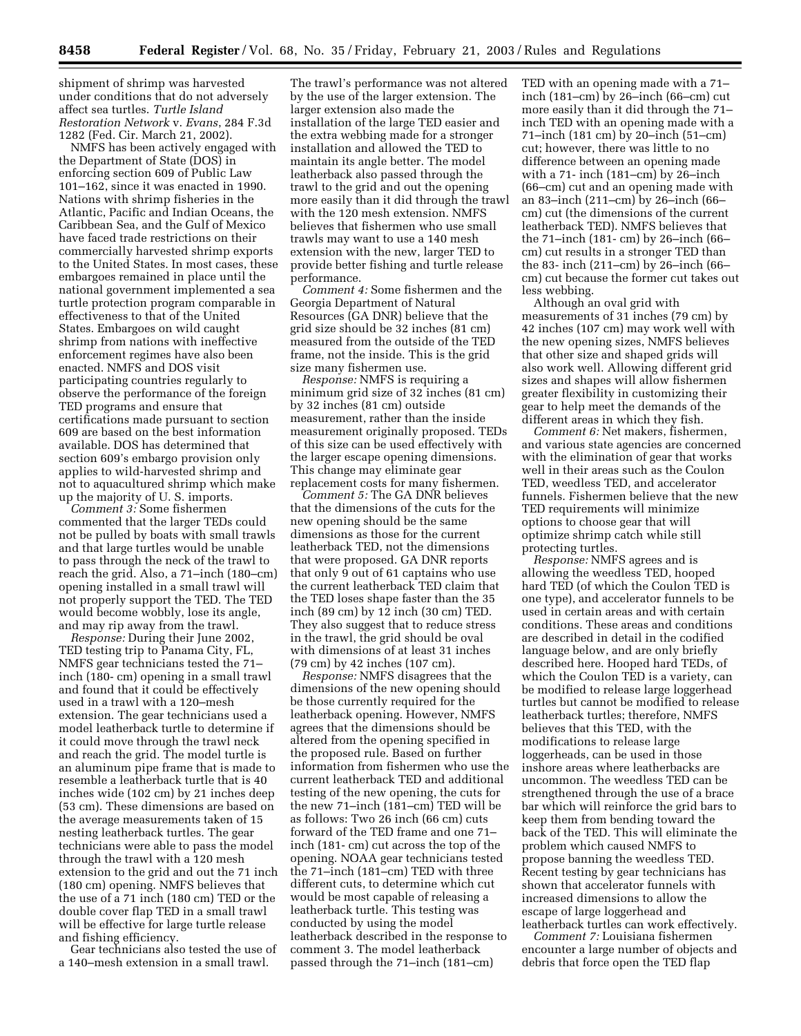shipment of shrimp was harvested under conditions that do not adversely affect sea turtles. *Turtle Island Restoration Network* v. *Evans*, 284 F.3d 1282 (Fed. Cir. March 21, 2002).

NMFS has been actively engaged with the Department of State (DOS) in enforcing section 609 of Public Law 101–162, since it was enacted in 1990. Nations with shrimp fisheries in the Atlantic, Pacific and Indian Oceans, the Caribbean Sea, and the Gulf of Mexico have faced trade restrictions on their commercially harvested shrimp exports to the United States. In most cases, these embargoes remained in place until the national government implemented a sea turtle protection program comparable in effectiveness to that of the United States. Embargoes on wild caught shrimp from nations with ineffective enforcement regimes have also been enacted. NMFS and DOS visit participating countries regularly to observe the performance of the foreign TED programs and ensure that certifications made pursuant to section 609 are based on the best information available. DOS has determined that section 609's embargo provision only applies to wild-harvested shrimp and not to aquacultured shrimp which make up the majority of U. S. imports.

*Comment 3:* Some fishermen commented that the larger TEDs could not be pulled by boats with small trawls and that large turtles would be unable to pass through the neck of the trawl to reach the grid. Also, a 71–inch (180–cm) opening installed in a small trawl will not properly support the TED. The TED would become wobbly, lose its angle, and may rip away from the trawl.

*Response:* During their June 2002, TED testing trip to Panama City, FL, NMFS gear technicians tested the 71–inch (180- cm) opening in a small trawl and found that it could be effectively used in a trawl with a 120–mesh extension. The gear technicians used a model leatherback turtle to determine if it could move through the trawl neck and reach the grid. The model turtle is an aluminum pipe frame that is made to resemble a leatherback turtle that is 40 inches wide (102 cm) by 21 inches deep (53 cm). These dimensions are based on the average measurements taken of 15 nesting leatherback turtles. The gear technicians were able to pass the model through the trawl with a 120 mesh extension to the grid and out the 71 inch (180 cm) opening. NMFS believes that the use of a 71 inch (180 cm) TED or the double cover flap TED in a small trawl will be effective for large turtle release and fishing efficiency.

Gear technicians also tested the use of a 140–mesh extension in a small trawl. The trawl's performance was not altered by the use of the larger extension. The larger extension also made the installation of the large TED easier and the extra webbing made for a stronger installation and allowed the TED to maintain its angle better. The model leatherback also passed through the trawl to the grid and out the opening more easily than it did through the trawl with the 120 mesh extension. NMFS believes that fishermen who use small trawls may want to use a 140 mesh extension with the new, larger TED to provide better fishing and turtle release performance.

*Comment 4:* Some fishermen and the Georgia Department of Natural Resources (GA DNR) believe that the grid size should be 32 inches (81 cm) measured from the outside of the TED frame, not the inside. This is the grid size many fishermen use.

*Response:* NMFS is requiring a minimum grid size of 32 inches (81 cm) by 32 inches (81 cm) outside measurement, rather than the inside measurement originally proposed. TEDs of this size can be used effectively with the larger escape opening dimensions. This change may eliminate gear replacement costs for many fishermen.

*Comment 5:* The GA DNR believes that the dimensions of the cuts for the new opening should be the same dimensions as those for the current leatherback TED, not the dimensions that were proposed. GA DNR reports that only 9 out of 61 captains who use the current leatherback TED claim that the TED loses shape faster than the 35 inch (89 cm) by 12 inch (30 cm) TED. They also suggest that to reduce stress in the trawl, the grid should be oval with dimensions of at least 31 inches (79 cm) by 42 inches (107 cm).

*Response:* NMFS disagrees that the dimensions of the new opening should be those currently required for the leatherback opening. However, NMFS agrees that the dimensions should be altered from the opening specified in the proposed rule. Based on further information from fishermen who use the current leatherback TED and additional testing of the new opening, the cuts for the new 71–inch (181–cm) TED will be as follows: Two 26 inch (66 cm) cuts forward of the TED frame and one 71–inch (181- cm) cut across the top of the opening. NOAA gear technicians tested the 71–inch (181–cm) TED with three different cuts, to determine which cut would be most capable of releasing a leatherback turtle. This testing was conducted by using the model leatherback described in the response to comment 3. The model leatherback passed through the 71–inch (181–cm) TED with an opening made with a 71–inch (181–cm) by 26–inch (66–cm) cut more easily than it did through the 71–inch TED with an opening made with a 71–inch (181 cm) by 20–inch (51–cm) cut; however, there was little to no difference between an opening made with a 71- inch (181–cm) by 26–inch (66–cm) cut and an opening made with an 83–inch (211–cm) by 26–inch (66–cm) cut (the dimensions of the current leatherback TED). NMFS believes that the 71–inch (181- cm) by 26–inch (66–cm) cut results in a stronger TED than the 83- inch (211–cm) by 26–inch (66–cm) cut because the former cut takes out less webbing.

Although an oval grid with measurements of 31 inches (79 cm) by 42 inches (107 cm) may work well with the new opening sizes, NMFS believes that other size and shaped grids will also work well. Allowing different grid sizes and shapes will allow fishermen greater flexibility in customizing their gear to help meet the demands of the different areas in which they fish.

*Comment 6:* Net makers, fishermen, and various state agencies are concerned with the elimination of gear that works well in their areas such as the Coulon TED, weedless TED, and accelerator funnels. Fishermen believe that the new TED requirements will minimize options to choose gear that will optimize shrimp catch while still protecting turtles.

*Response:* NMFS agrees and is allowing the weedless TED, hooped hard TED (of which the Coulon TED is one type), and accelerator funnels to be used in certain areas and with certain conditions. These areas and conditions are described in detail in the codified language below, and are only briefly described here. Hooped hard TEDs, of which the Coulon TED is a variety, can be modified to release large loggerhead turtles but cannot be modified to release leatherback turtles; therefore, NMFS believes that this TED, with the modifications to release large loggerheads, can be used in those inshore areas where leatherbacks are uncommon. The weedless TED can be strengthened through the use of a brace bar which will reinforce the grid bars to keep them from bending toward the back of the TED. This will eliminate the problem which caused NMFS to propose banning the weedless TED. Recent testing by gear technicians has shown that accelerator funnels with increased dimensions to allow the escape of large loggerhead and leatherback turtles can work effectively.

*Comment 7:* Louisiana fishermen encounter a large number of objects and debris that force open the TED flap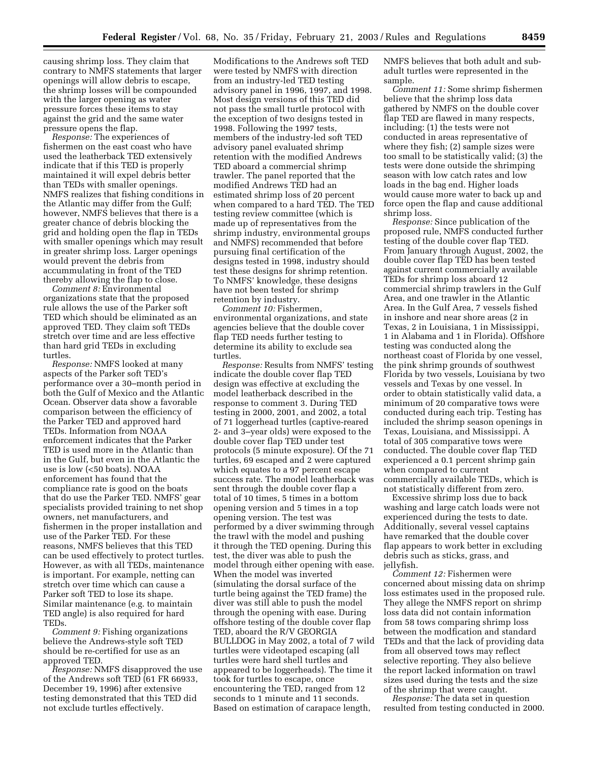causing shrimp loss. They claim that contrary to NMFS statements that larger openings will allow debris to escape, the shrimp losses will be compounded with the larger opening as water pressure forces these items to stay against the grid and the same water pressure opens the flap.

*Response:* The experiences of fishermen on the east coast who have used the leatherback TED extensively indicate that if this TED is properly maintained it will expel debris better than TEDs with smaller openings. NMFS realizes that fishing conditions in the Atlantic may differ from the Gulf; however, NMFS believes that there is a greater chance of debris blocking the grid and holding open the flap in TEDs with smaller openings which may result in greater shrimp loss. Larger openings would prevent the debris from accummulating in front of the TED thereby allowing the flap to close.

*Comment 8:* Environmental organizations state that the proposed rule allows the use of the Parker soft TED which should be eliminated as an approved TED. They claim soft TEDs stretch over time and are less effective than hard grid TEDs in excluding turtles.

*Response:* NMFS looked at many aspects of the Parker soft TED's performance over a 30–month period in both the Gulf of Mexico and the Atlantic Ocean. Observer data show a favorable comparison between the efficiency of the Parker TED and approved hard TEDs. Information from NOAA enforcement indicates that the Parker TED is used more in the Atlantic than in the Gulf, but even in the Atlantic the use is low (<50 boats). NOAA enforcement has found that the compliance rate is good on the boats that do use the Parker TED. NMFS' gear specialists provided training to net shop owners, net manufacturers, and fishermen in the proper installation and use of the Parker TED. For these reasons, NMFS believes that this TED can be used effectively to protect turtles. However, as with all TEDs, maintenance is important. For example, netting can stretch over time which can cause a Parker soft TED to lose its shape. Similar maintenance (e.g. to maintain TED angle) is also required for hard TEDs.

*Comment 9:* Fishing organizations believe the Andrews-style soft TED should be re-certified for use as an approved TED.

*Response:* NMFS disapproved the use of the Andrews soft TED (61 FR 66933, December 19, 1996) after extensive testing demonstrated that this TED did not exclude turtles effectively. Modifications to the Andrews soft TED were tested by NMFS with direction from an industry-led TED testing advisory panel in 1996, 1997, and 1998. Most design versions of this TED did not pass the small turtle protocol with the exception of two designs tested in 1998. Following the 1997 tests, members of the industry-led soft TED advisory panel evaluated shrimp retention with the modified Andrews TED aboard a commercial shrimp trawler. The panel reported that the modified Andrews TED had an estimated shrimp loss of 20 percent when compared to a hard TED. The TED testing review committee (which is made up of representatives from the shrimp industry, environmental groups and NMFS) recommended that before pursuing final certification of the designs tested in 1998, industry should test these designs for shrimp retention. To NMFS' knowledge, these designs have not been tested for shrimp retention by industry.

*Comment 10:* Fishermen, environmental organizations, and state agencies believe that the double cover flap TED needs further testing to determine its ability to exclude sea turtles.

*Response:* Results from NMFS' testing indicate the double cover flap TED design was effective at excluding the model leatherback described in the response to comment 3. During TED testing in 2000, 2001, and 2002, a total of 71 loggerhead turtles (captive-reared 2- and 3–year olds) were exposed to the double cover flap TED under test protocols (5 minute exposure). Of the 71 turtles, 69 escaped and 2 were captured which equates to a 97 percent escape success rate. The model leatherback was sent through the double cover flap a total of 10 times, 5 times in a bottom opening version and 5 times in a top opening version. The test was performed by a diver swimming through the trawl with the model and pushing it through the TED opening. During this test, the diver was able to push the model through either opening with ease. When the model was inverted (simulating the dorsal surface of the turtle being against the TED frame) the diver was still able to push the model through the opening with ease. During offshore testing of the double cover flap TED, aboard the R/V GEORGIA BULLDOG in May 2002, a total of 7 wild turtles were videotaped escaping (all turtles were hard shell turtles and appeared to be loggerheads). The time it took for turtles to escape, once encountering the TED, ranged from 12 seconds to 1 minute and 11 seconds. Based on estimation of carapace length, NMFS believes that both adult and sub-adult turtles were represented in the sample.

*Comment 11:* Some shrimp fishermen believe that the shrimp loss data gathered by NMFS on the double cover flap TED are flawed in many respects, including: (1) the tests were not conducted in areas representative of where they fish; (2) sample sizes were too small to be statistically valid; (3) the tests were done outside the shrimping season with low catch rates and low loads in the bag end. Higher loads would cause more water to back up and force open the flap and cause additional shrimp loss.

*Response:* Since publication of the proposed rule, NMFS conducted further testing of the double cover flap TED. From January through August, 2002, the double cover flap TED has been tested against current commercially available TEDs for shrimp loss aboard 12 commercial shrimp trawlers in the Gulf Area, and one trawler in the Atlantic Area. In the Gulf Area, 7 vessels fished in inshore and near shore areas (2 in Texas, 2 in Louisiana, 1 in Mississippi, 1 in Alabama and 1 in Florida). Offshore testing was conducted along the northeast coast of Florida by one vessel, the pink shrimp grounds of southwest Florida by two vessels, Louisiana by two vessels and Texas by one vessel. In order to obtain statistically valid data, a minimum of 20 comparative tows were conducted during each trip. Testing has included the shrimp season openings in Texas, Louisiana, and Mississippi. A total of 305 comparative tows were conducted. The double cover flap TED experienced a 0.1 percent shrimp gain when compared to current commercially available TEDs, which is not statistically different from zero.

Excessive shrimp loss due to back washing and large catch loads were not experienced during the tests to date. Additionally, several vessel captains have remarked that the double cover flap appears to work better in excluding debris such as sticks, grass, and jellyfish.

*Comment 12:* Fishermen were concerned about missing data on shrimp loss estimates used in the proposed rule. They allege the NMFS report on shrimp loss data did not contain information from 58 tows comparing shrimp loss between the modfication and standard TEDs and that the lack of providing data from all observed tows may reflect selective reporting. They also believe the report lacked information on trawl sizes used during the tests and the size of the shrimp that were caught.

*Response:* The data set in question resulted from testing conducted in 2000.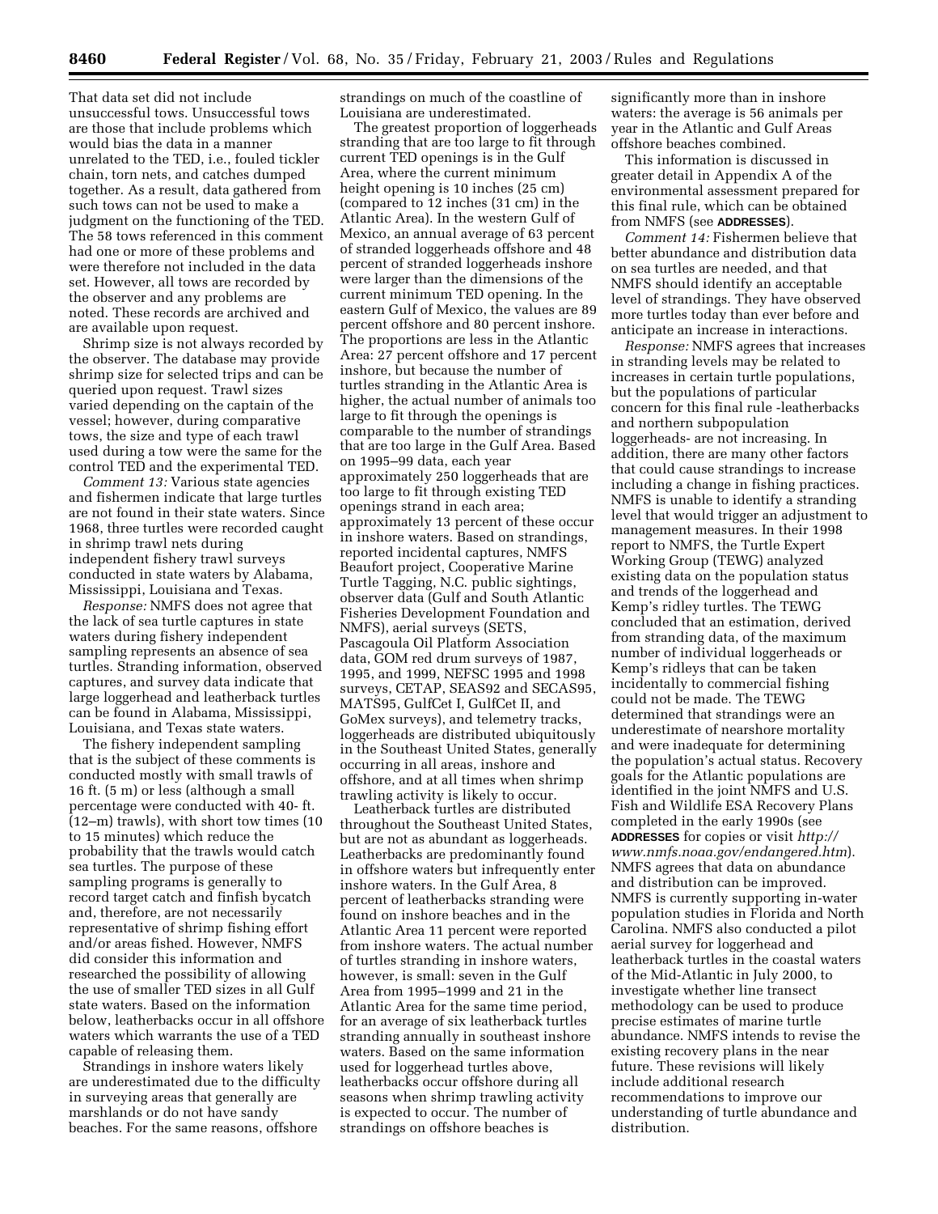That data set did not include unsuccessful tows. Unsuccessful tows are those that include problems which would bias the data in a manner unrelated to the TED, i.e., fouled tickler chain, torn nets, and catches dumped together. As a result, data gathered from such tows can not be used to make a judgment on the functioning of the TED. The 58 tows referenced in this comment had one or more of these problems and were therefore not included in the data set. However, all tows are recorded by the observer and any problems are noted. These records are archived and are available upon request.

Shrimp size is not always recorded by the observer. The database may provide shrimp size for selected trips and can be queried upon request. Trawl sizes varied depending on the captain of the vessel; however, during comparative tows, the size and type of each trawl used during a tow were the same for the control TED and the experimental TED.

*Comment 13:* Various state agencies and fishermen indicate that large turtles are not found in their state waters. Since 1968, three turtles were recorded caught in shrimp trawl nets during independent fishery trawl surveys conducted in state waters by Alabama, Mississippi, Louisiana and Texas.

*Response:* NMFS does not agree that the lack of sea turtle captures in state waters during fishery independent sampling represents an absence of sea turtles. Stranding information, observed captures, and survey data indicate that large loggerhead and leatherback turtles can be found in Alabama, Mississippi, Louisiana, and Texas state waters.

The fishery independent sampling that is the subject of these comments is conducted mostly with small trawls of 16 ft. (5 m) or less (although a small percentage were conducted with 40- ft. (12–m) trawls), with short tow times (10 to 15 minutes) which reduce the probability that the trawls would catch sea turtles. The purpose of these sampling programs is generally to record target catch and finfish bycatch and, therefore, are not necessarily representative of shrimp fishing effort and/or areas fished. However, NMFS did consider this information and researched the possibility of allowing the use of smaller TED sizes in all Gulf state waters. Based on the information below, leatherbacks occur in all offshore waters which warrants the use of a TED capable of releasing them.

Strandings in inshore waters likely are underestimated due to the difficulty in surveying areas that generally are marshlands or do not have sandy beaches. For the same reasons, offshore strandings on much of the coastline of Louisiana are underestimated.

The greatest proportion of loggerheads stranding that are too large to fit through current TED openings is in the Gulf Area, where the current minimum height opening is 10 inches (25 cm) (compared to 12 inches (31 cm) in the Atlantic Area). In the western Gulf of Mexico, an annual average of 63 percent of stranded loggerheads offshore and 48 percent of stranded loggerheads inshore were larger than the dimensions of the current minimum TED opening. In the eastern Gulf of Mexico, the values are 89 percent offshore and 80 percent inshore. The proportions are less in the Atlantic Area: 27 percent offshore and 17 percent inshore, but because the number of turtles stranding in the Atlantic Area is higher, the actual number of animals too large to fit through the openings is comparable to the number of strandings that are too large in the Gulf Area. Based on 1995–99 data, each year approximately 250 loggerheads that are too large to fit through existing TED openings strand in each area; approximately 13 percent of these occur in inshore waters. Based on strandings, reported incidental captures, NMFS Beaufort project, Cooperative Marine Turtle Tagging, N.C. public sightings, observer data (Gulf and South Atlantic Fisheries Development Foundation and NMFS), aerial surveys (SETS, Pascagoula Oil Platform Association data, GOM red drum surveys of 1987, 1995, and 1999, NEFSC 1995 and 1998 surveys, CETAP, SEAS92 and SECAS95, MATS95, GulfCet I, GulfCet II, and GoMex surveys), and telemetry tracks, loggerheads are distributed ubiquitously in the Southeast United States, generally occurring in all areas, inshore and offshore, and at all times when shrimp trawling activity is likely to occur.

Leatherback turtles are distributed throughout the Southeast United States, but are not as abundant as loggerheads. Leatherbacks are predominantly found in offshore waters but infrequently enter inshore waters. In the Gulf Area, 8 percent of leatherbacks stranding were found on inshore beaches and in the Atlantic Area 11 percent were reported from inshore waters. The actual number of turtles stranding in inshore waters, however, is small: seven in the Gulf Area from 1995–1999 and 21 in the Atlantic Area for the same time period, for an average of six leatherback turtles stranding annually in southeast inshore waters. Based on the same information used for loggerhead turtles above, leatherbacks occur offshore during all seasons when shrimp trawling activity is expected to occur. The number of strandings on offshore beaches is significantly more than in inshore waters: the average is 56 animals per year in the Atlantic and Gulf Areas offshore beaches combined.

This information is discussed in greater detail in Appendix A of the environmental assessment prepared for this final rule, which can be obtained from NMFS (see **ADDRESSES**).

*Comment 14:* Fishermen believe that better abundance and distribution data on sea turtles are needed, and that NMFS should identify an acceptable level of strandings. They have observed more turtles today than ever before and anticipate an increase in interactions.

*Response:* NMFS agrees that increases in stranding levels may be related to increases in certain turtle populations, but the populations of particular concern for this final rule -leatherbacks and northern subpopulation loggerheads- are not increasing. In addition, there are many other factors that could cause strandings to increase including a change in fishing practices. NMFS is unable to identify a stranding level that would trigger an adjustment to management measures. In their 1998 report to NMFS, the Turtle Expert Working Group (TEWG) analyzed existing data on the population status and trends of the loggerhead and Kemp's ridley turtles. The TEWG concluded that an estimation, derived from stranding data, of the maximum number of individual loggerheads or Kemp's ridleys that can be taken incidentally to commercial fishing could not be made. The TEWG determined that strandings were an underestimate of nearshore mortality and were inadequate for determining the population's actual status. Recovery goals for the Atlantic populations are identified in the joint NMFS and U.S. Fish and Wildlife ESA Recovery Plans completed in the early 1990s (see **ADDRESSES** for copies or visit *http://www.nmfs.noaa.gov/endangered.htm*). NMFS agrees that data on abundance and distribution can be improved. NMFS is currently supporting in-water population studies in Florida and North Carolina. NMFS also conducted a pilot aerial survey for loggerhead and leatherback turtles in the coastal waters of the Mid-Atlantic in July 2000, to investigate whether line transect methodology can be used to produce precise estimates of marine turtle abundance. NMFS intends to revise the existing recovery plans in the near future. These revisions will likely include additional research recommendations to improve our understanding of turtle abundance and distribution.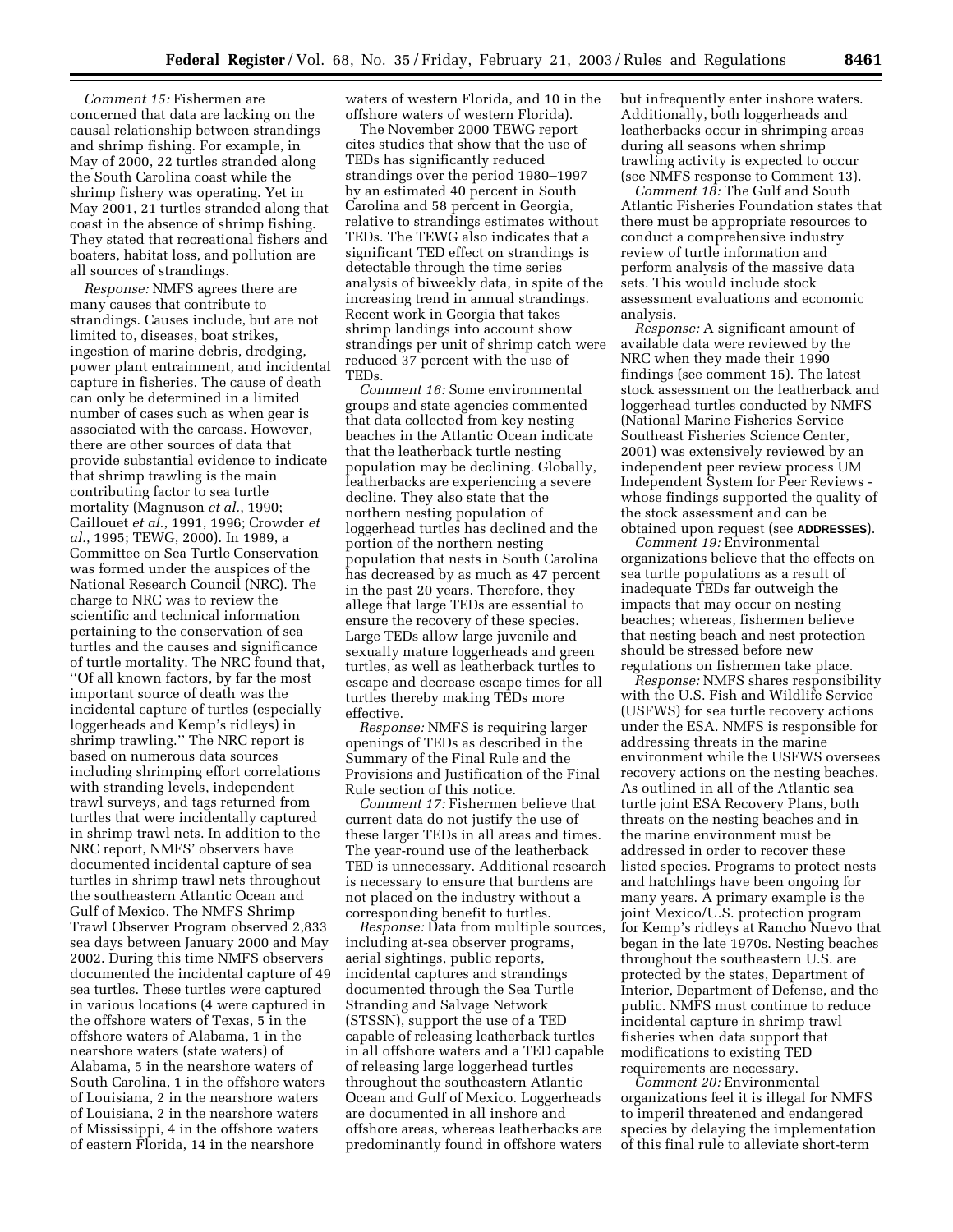*Comment 15:* Fishermen are concerned that data are lacking on the causal relationship between strandings and shrimp fishing. For example, in May of 2000, 22 turtles stranded along the South Carolina coast while the shrimp fishery was operating. Yet in May 2001, 21 turtles stranded along that coast in the absence of shrimp fishing. They stated that recreational fishers and boaters, habitat loss, and pollution are all sources of strandings.

*Response:* NMFS agrees there are many causes that contribute to strandings. Causes include, but are not limited to, diseases, boat strikes, ingestion of marine debris, dredging, power plant entrainment, and incidental capture in fisheries. The cause of death can only be determined in a limited number of cases such as when gear is associated with the carcass. However, there are other sources of data that provide substantial evidence to indicate that shrimp trawling is the main contributing factor to sea turtle mortality (Magnuson *et al*., 1990; Caillouet *et al*., 1991, 1996; Crowder *et al*., 1995; TEWG, 2000). In 1989, a Committee on Sea Turtle Conservation was formed under the auspices of the National Research Council (NRC). The charge to NRC was to review the scientific and technical information pertaining to the conservation of sea turtles and the causes and significance of turtle mortality. The NRC found that, ''Of all known factors, by far the most important source of death was the incidental capture of turtles (especially loggerheads and Kemp's ridleys) in shrimp trawling.'' The NRC report is based on numerous data sources including shrimping effort correlations with stranding levels, independent trawl surveys, and tags returned from turtles that were incidentally captured in shrimp trawl nets. In addition to the NRC report, NMFS' observers have documented incidental capture of sea turtles in shrimp trawl nets throughout the southeastern Atlantic Ocean and Gulf of Mexico. The NMFS Shrimp Trawl Observer Program observed 2,833 sea days between January 2000 and May 2002. During this time NMFS observers documented the incidental capture of 49 sea turtles. These turtles were captured in various locations (4 were captured in the offshore waters of Texas, 5 in the offshore waters of Alabama, 1 in the nearshore waters (state waters) of Alabama, 5 in the nearshore waters of South Carolina, 1 in the offshore waters of Louisiana, 2 in the nearshore waters of Louisiana, 2 in the nearshore waters of Mississippi, 4 in the offshore waters of eastern Florida, 14 in the nearshore waters of western Florida, and 10 in the offshore waters of western Florida).

The November 2000 TEWG report cites studies that show that the use of TEDs has significantly reduced strandings over the period 1980–1997 by an estimated 40 percent in South Carolina and 58 percent in Georgia, relative to strandings estimates without TEDs. The TEWG also indicates that a significant TED effect on strandings is detectable through the time series analysis of biweekly data, in spite of the increasing trend in annual strandings. Recent work in Georgia that takes shrimp landings into account show strandings per unit of shrimp catch were reduced 37 percent with the use of TEDs.

*Comment 16:* Some environmental groups and state agencies commented that data collected from key nesting beaches in the Atlantic Ocean indicate that the leatherback turtle nesting population may be declining. Globally, leatherbacks are experiencing a severe decline. They also state that the northern nesting population of loggerhead turtles has declined and the portion of the northern nesting population that nests in South Carolina has decreased by as much as 47 percent in the past 20 years. Therefore, they allege that large TEDs are essential to ensure the recovery of these species. Large TEDs allow large juvenile and sexually mature loggerheads and green turtles, as well as leatherback turtles to escape and decrease escape times for all turtles thereby making TEDs more effective.

*Response:* NMFS is requiring larger openings of TEDs as described in the Summary of the Final Rule and the Provisions and Justification of the Final Rule section of this notice.

*Comment 17:* Fishermen believe that current data do not justify the use of these larger TEDs in all areas and times. The year-round use of the leatherback TED is unnecessary. Additional research is necessary to ensure that burdens are not placed on the industry without a corresponding benefit to turtles.

*Response:* Data from multiple sources, including at-sea observer programs, aerial sightings, public reports, incidental captures and strandings documented through the Sea Turtle Stranding and Salvage Network (STSSN), support the use of a TED capable of releasing leatherback turtles in all offshore waters and a TED capable of releasing large loggerhead turtles throughout the southeastern Atlantic Ocean and Gulf of Mexico. Loggerheads are documented in all inshore and offshore areas, whereas leatherbacks are predominantly found in offshore waters but infrequently enter inshore waters. Additionally, both loggerheads and leatherbacks occur in shrimping areas during all seasons when shrimp trawling activity is expected to occur (see NMFS response to Comment 13).

*Comment 18:* The Gulf and South Atlantic Fisheries Foundation states that there must be appropriate resources to conduct a comprehensive industry review of turtle information and perform analysis of the massive data sets. This would include stock assessment evaluations and economic analysis.

*Response:* A significant amount of available data were reviewed by the NRC when they made their 1990 findings (see comment 15). The latest stock assessment on the leatherback and loggerhead turtles conducted by NMFS (National Marine Fisheries Service Southeast Fisheries Science Center, 2001) was extensively reviewed by an independent peer review process UM Independent System for Peer Reviews - whose findings supported the quality of the stock assessment and can be obtained upon request (see **ADDRESSES**).

*Comment 19:* Environmental organizations believe that the effects on sea turtle populations as a result of inadequate TEDs far outweigh the impacts that may occur on nesting beaches; whereas, fishermen believe that nesting beach and nest protection should be stressed before new regulations on fishermen take place.

*Response:* NMFS shares responsibility with the U.S. Fish and Wildlife Service (USFWS) for sea turtle recovery actions under the ESA. NMFS is responsible for addressing threats in the marine environment while the USFWS oversees recovery actions on the nesting beaches. As outlined in all of the Atlantic sea turtle joint ESA Recovery Plans, both threats on the nesting beaches and in the marine environment must be addressed in order to recover these listed species. Programs to protect nests and hatchlings have been ongoing for many years. A primary example is the joint Mexico/U.S. protection program for Kemp's ridleys at Rancho Nuevo that began in the late 1970s. Nesting beaches throughout the southeastern U.S. are protected by the states, Department of Interior, Department of Defense, and the public. NMFS must continue to reduce incidental capture in shrimp trawl fisheries when data support that modifications to existing TED requirements are necessary.

*Comment 20:* Environmental organizations feel it is illegal for NMFS to imperil threatened and endangered species by delaying the implementation of this final rule to alleviate short-term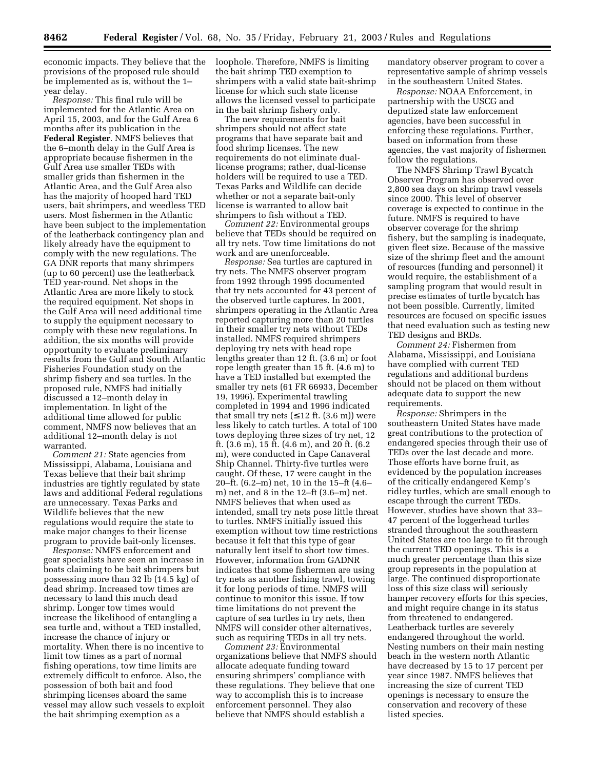economic impacts. They believe that the provisions of the proposed rule should be implemented as is, without the 1–year delay.

*Response:* This final rule will be implemented for the Atlantic Area on April 15, 2003, and for the Gulf Area 6 months after its publication in the **Federal Register**. NMFS believes that the 6–month delay in the Gulf Area is appropriate because fishermen in the Gulf Area use smaller TEDs with smaller grids than fishermen in the Atlantic Area, and the Gulf Area also has the majority of hooped hard TED users, bait shrimpers, and weedless TED users. Most fishermen in the Atlantic have been subject to the implementation of the leatherback contingency plan and likely already have the equipment to comply with the new regulations. The GA DNR reports that many shrimpers (up to 60 percent) use the leatherback TED year-round. Net shops in the Atlantic Area are more likely to stock the required equipment. Net shops in the Gulf Area will need additional time to supply the equipment necessary to comply with these new regulations. In addition, the six months will provide opportunity to evaluate preliminary results from the Gulf and South Atlantic Fisheries Foundation study on the shrimp fishery and sea turtles. In the proposed rule, NMFS had initially discussed a 12–month delay in implementation. In light of the additional time allowed for public comment, NMFS now believes that an additional 12–month delay is not warranted.

*Comment 21:* State agencies from Mississippi, Alabama, Louisiana and Texas believe that their bait shrimp industries are tightly regulated by state laws and additional Federal regulations are unnecessary. Texas Parks and Wildlife believes that the new regulations would require the state to make major changes to their license program to provide bait-only licenses.

*Response:* NMFS enforcement and gear specialists have seen an increase in boats claiming to be bait shrimpers but possessing more than 32 lb (14.5 kg) of dead shrimp. Increased tow times are necessary to land this much dead shrimp. Longer tow times would increase the likelihood of entangling a sea turtle and, without a TED installed, increase the chance of injury or mortality. When there is no incentive to limit tow times as a part of normal fishing operations, tow time limits are extremely difficult to enforce. Also, the possession of both bait and food shrimping licenses aboard the same vessel may allow such vessels to exploit the bait shrimping exemption as a loophole. Therefore, NMFS is limiting the bait shrimp TED exemption to shrimpers with a valid state bait-shrimp license for which such state license allows the licensed vessel to participate in the bait shrimp fishery only.

The new requirements for bait shrimpers should not affect state programs that have separate bait and food shrimp licenses. The new requirements do not eliminate dual-license programs; rather, dual-license holders will be required to use a TED. Texas Parks and Wildlife can decide whether or not a separate bait-only license is warranted to allow bait shrimpers to fish without a TED.

*Comment 22:* Environmental groups believe that TEDs should be required on all try nets. Tow time limitations do not work and are unenforceable.

*Response:* Sea turtles are captured in try nets. The NMFS observer program from 1992 through 1995 documented that try nets accounted for 43 percent of the observed turtle captures. In 2001, shrimpers operating in the Atlantic Area reported capturing more than 20 turtles in their smaller try nets without TEDs installed. NMFS required shrimpers deploying try nets with head rope lengths greater than 12 ft. (3.6 m) or foot rope length greater than 15 ft. (4.6 m) to have a TED installed but exempted the smaller try nets (61 FR 66933, December 19, 1996). Experimental trawling completed in 1994 and 1996 indicated that small try nets (≤12 ft. (3.6 m)) were less likely to catch turtles. A total of 100 tows deploying three sizes of try net, 12 ft. (3.6 m), 15 ft. (4.6 m), and 20 ft. (6.2 m), were conducted in Cape Canaveral Ship Channel. Thirty-five turtles were caught. Of these, 17 were caught in the 20–ft. (6.2–m) net, 10 in the 15–ft (4.6–m) net, and 8 in the 12–ft (3.6–m) net. NMFS believes that when used as intended, small try nets pose little threat to turtles. NMFS initially issued this exemption without tow time restrictions because it felt that this type of gear naturally lent itself to short tow times. However, information from GADNR indicates that some fishermen are using try nets as another fishing trawl, towing it for long periods of time. NMFS will continue to monitor this issue. If tow time limitations do not prevent the capture of sea turtles in try nets, then NMFS will consider other alternatives, such as requiring TEDs in all try nets.

*Comment 23:* Environmental organizations believe that NMFS should allocate adequate funding toward ensuring shrimpers' compliance with these regulations. They believe that one way to accomplish this is to increase enforcement personnel. They also believe that NMFS should establish a mandatory observer program to cover a representative sample of shrimp vessels in the southeastern United States.

*Response:* NOAA Enforcement, in partnership with the USCG and deputized state law enforcement agencies, have been successful in enforcing these regulations. Further, based on information from these agencies, the vast majority of fishermen follow the regulations.

The NMFS Shrimp Trawl Bycatch Observer Program has observed over 2,800 sea days on shrimp trawl vessels since 2000. This level of observer coverage is expected to continue in the future. NMFS is required to have observer coverage for the shrimp fishery, but the sampling is inadequate, given fleet size. Because of the massive size of the shrimp fleet and the amount of resources (funding and personnel) it would require, the establishment of a sampling program that would result in precise estimates of turtle bycatch has not been possible. Currently, limited resources are focused on specific issues that need evaluation such as testing new TED designs and BRDs.

*Comment 24:* Fishermen from Alabama, Mississippi, and Louisiana have complied with current TED regulations and additional burdens should not be placed on them without adequate data to support the new requirements.

*Response:* Shrimpers in the southeastern United States have made great contributions to the protection of endangered species through their use of TEDs over the last decade and more. Those efforts have borne fruit, as evidenced by the population increases of the critically endangered Kemp's ridley turtles, which are small enough to escape through the current TEDs. However, studies have shown that 33–47 percent of the loggerhead turtles stranded throughout the southeastern United States are too large to fit through the current TED openings. This is a much greater percentage than this size group represents in the population at large. The continued disproportionate loss of this size class will seriously hamper recovery efforts for this species, and might require change in its status from threatened to endangered. Leatherback turtles are severely endangered throughout the world. Nesting numbers on their main nesting beach in the western north Atlantic have decreased by 15 to 17 percent per year since 1987. NMFS believes that increasing the size of current TED openings is necessary to ensure the conservation and recovery of these listed species.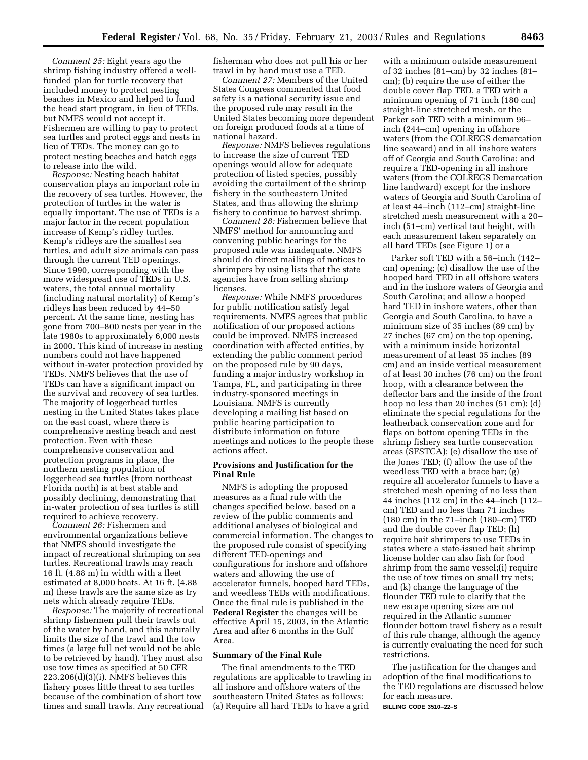*Comment 25:* Eight years ago the shrimp fishing industry offered a well-funded plan for turtle recovery that included money to protect nesting beaches in Mexico and helped to fund the head start program, in lieu of TEDs, but NMFS would not accept it. Fishermen are willing to pay to protect sea turtles and protect eggs and nests in lieu of TEDs. The money can go to protect nesting beaches and hatch eggs to release into the wild.

*Response:* Nesting beach habitat conservation plays an important role in the recovery of sea turtles. However, the protection of turtles in the water is equally important. The use of TEDs is a major factor in the recent population increase of Kemp's ridley turtles. Kemp's ridleys are the smallest sea turtles, and adult size animals can pass through the current TED openings. Since 1990, corresponding with the more widespread use of TEDs in U.S. waters, the total annual mortality (including natural mortality) of Kemp's ridleys has been reduced by 44–50 percent. At the same time, nesting has gone from 700–800 nests per year in the late 1980s to approximately 6,000 nests in 2000. This kind of increase in nesting numbers could not have happened without in-water protection provided by TEDs. NMFS believes that the use of TEDs can have a significant impact on the survival and recovery of sea turtles. The majority of loggerhead turtles nesting in the United States takes place on the east coast, where there is comprehensive nesting beach and nest protection. Even with these comprehensive conservation and protection programs in place, the northern nesting population of loggerhead sea turtles (from northeast Florida north) is at best stable and possibly declining, demonstrating that in-water protection of sea turtles is still required to achieve recovery.

*Comment 26:* Fishermen and environmental organizations believe that NMFS should investigate the impact of recreational shrimping on sea turtles. Recreational trawls may reach 16 ft. (4.88 m) in width with a fleet estimated at 8,000 boats. At 16 ft. (4.88 m) these trawls are the same size as try nets which already require TEDs.

*Response:* The majority of recreational shrimp fishermen pull their trawls out of the water by hand, and this naturally limits the size of the trawl and the tow times (a large full net would not be able to be retrieved by hand). They must also use tow times as specified at 50 CFR 223.206(d)(3)(i). NMFS believes this fishery poses little threat to sea turtles because of the combination of short tow times and small trawls. Any recreational fisherman who does not pull his or her trawl in by hand must use a TED.

*Comment 27:* Members of the United States Congress commented that food safety is a national security issue and the proposed rule may result in the United States becoming more dependent on foreign produced foods at a time of national hazard.

*Response:* NMFS believes regulations to increase the size of current TED openings would allow for adequate protection of listed species, possibly avoiding the curtailment of the shrimp fishery in the southeastern United States, and thus allowing the shrimp fishery to continue to harvest shrimp.

*Comment 28:* Fishermen believe that NMFS' method for announcing and convening public hearings for the proposed rule was inadequate. NMFS should do direct mailings of notices to shrimpers by using lists that the state agencies have from selling shrimp licenses.

*Response:* While NMFS procedures for public notification satisfy legal requirements, NMFS agrees that public notification of our proposed actions could be improved. NMFS increased coordination with affected entities, by extending the public comment period on the proposed rule by 90 days, funding a major industry workshop in Tampa, FL, and participating in three industry-sponsored meetings in Louisiana. NMFS is currently developing a mailing list based on public hearing participation to distribute information on future meetings and notices to the people these actions affect.

## Provisions and Justification for the Final Rule

NMFS is adopting the proposed measures as a final rule with the changes specified below, based on a review of the public comments and additional analyses of biological and commercial information. The changes to the proposed rule consist of specifying different TED-openings and configurations for inshore and offshore waters and allowing the use of accelerator funnels, hooped hard TEDs, and weedless TEDs with modifications. Once the final rule is published in the **Federal Register** the changes will be effective April 15, 2003, in the Atlantic Area and after 6 months in the Gulf Area.

## Summary of the Final Rule

The final amendments to the TED regulations are applicable to trawling in all inshore and offshore waters of the southeastern United States as follows: (a) Require all hard TEDs to have a grid with a minimum outside measurement of 32 inches (81–cm) by 32 inches (81–cm); (b) require the use of either the double cover flap TED, a TED with a minimum opening of 71 inch (180 cm) straight-line stretched mesh, or the Parker soft TED with a minimum 96–inch (244–cm) opening in offshore waters (from the COLREGS demarcation line seaward) and in all inshore waters off of Georgia and South Carolina; and require a TED-opening in all inshore waters (from the COLREGS Demarcation line landward) except for the inshore waters of Georgia and South Carolina of at least 44–inch (112–cm) straight-line stretched mesh measurement with a 20–inch (51–cm) vertical taut height, with each measurement taken separately on all hard TEDs (see Figure 1) or a Parker soft TED with a 56–inch (142–cm) opening; (c) disallow the use of the hooped hard TED in all offshore waters and in the inshore waters of Georgia and South Carolina; and allow a hooped hard TED in inshore waters, other than Georgia and South Carolina, to have a minimum size of 35 inches (89 cm) by 27 inches (67 cm) on the top opening, with a minimum inside horizontal measurement of at least 35 inches (89 cm) and an inside vertical measurement of at least 30 inches (76 cm) on the front hoop, with a clearance between the deflector bars and the inside of the front hoop no less than 20 inches (51 cm); (d) eliminate the special regulations for the leatherback conservation zone and for flaps on bottom opening TEDs in the shrimp fishery sea turtle conservation areas (SFSTCA); (e) disallow the use of the Jones TED; (f) allow the use of the weedless TED with a brace bar; (g) require all accelerator funnels to have a stretched mesh opening of no less than 44 inches (112 cm) in the 44–inch (112–cm) TED and no less than 71 inches (180 cm) in the 71–inch (180–cm) TED and the double cover flap TED; (h) require bait shrimpers to use TEDs in states where a state-issued bait shrimp license holder can also fish for food shrimp from the same vessel;(i) require the use of tow times on small try nets; and (k) change the language of the flounder TED rule to clarify that the new escape opening sizes are not required in the Atlantic summer flounder bottom trawl fishery as a result of this rule change, although the agency is currently evaluating the need for such restrictions.

The justification for the changes and adoption of the final modifications to the TED regulations are discussed below for each measure.

BILLING CODE 3510–22–S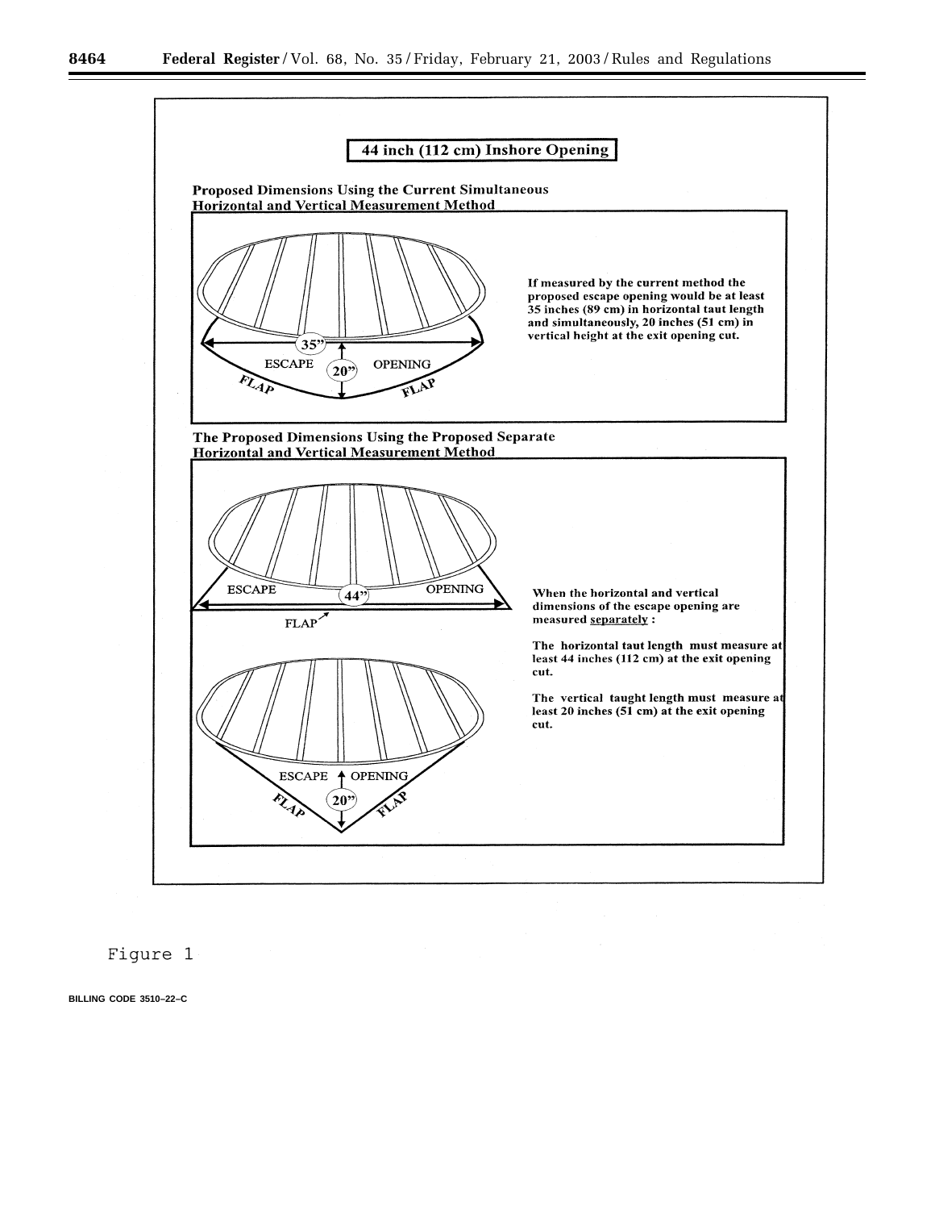**44 inch (112 cm) Inshore Opening**

**Proposed Dimensions Using the Current Simultaneous Horizontal and Vertical Measurement Method**

35"

ESCAPE

20"

OPENING

FLAP

FLAP

**If measured by the current method the proposed escape opening would be at least 35 inches (89 cm) in horizontal taut length and simultaneously, 20 inches (51 cm) in vertical height at the exit opening cut.**

**The Proposed Dimensions Using the Proposed Separate Horizontal and Vertical Measurement Method**

ESCAPE

44"

OPENING

FLAP

ESCAPE

OPENING

20"

FLAP

FLAP

**When the horizontal and vertical dimensions of the escape opening are measured separately :**

**The horizontal taut length must measure at least 44 inches (112 cm) at the exit opening cut.**

**The vertical taught length must measure at least 20 inches (51 cm) at the exit opening cut.**

Figure 1

**BILLING CODE 3510–22–C**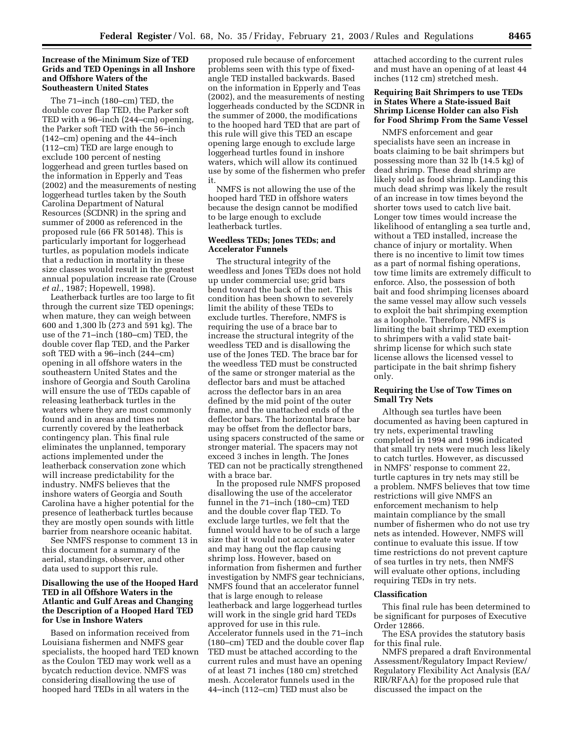### Increase of the Minimum Size of TED Grids and TED Openings in all Inshore and Offshore Waters of the Southeastern United States

The 71–inch (180–cm) TED, the double cover flap TED, the Parker soft TED with a 96–inch (244–cm) opening, the Parker soft TED with the 56–inch (142–cm) opening and the 44–inch (112–cm) TED are large enough to exclude 100 percent of nesting loggerhead and green turtles based on the information in Epperly and Teas (2002) and the measurements of nesting loggerhead turtles taken by the South Carolina Department of Natural Resources (SCDNR) in the spring and summer of 2000 as referenced in the proposed rule (66 FR 50148). This is particularly important for loggerhead turtles, as population models indicate that a reduction in mortality in these size classes would result in the greatest annual population increase rate (Crouse *et al.*, 1987; Hopewell, 1998).

Leatherback turtles are too large to fit through the current size TED openings; when mature, they can weigh between 600 and 1,300 lb (273 and 591 kg). The use of the 71–inch (180–cm) TED, the double cover flap TED, and the Parker soft TED with a 96–inch (244–cm) opening in all offshore waters in the southeastern United States and the inshore of Georgia and South Carolina will ensure the use of TEDs capable of releasing leatherback turtles in the waters where they are most commonly found and in areas and times not currently covered by the leatherback contingency plan. This final rule eliminates the unplanned, temporary actions implemented under the leatherback conservation zone which will increase predictability for the industry. NMFS believes that the inshore waters of Georgia and South Carolina have a higher potential for the presence of leatherback turtles because they are mostly open sounds with little barrier from nearshore oceanic habitat.

See NMFS response to comment 13 in this document for a summary of the aerial, standings, observer, and other data used to support this rule.

### Disallowing the use of the Hooped Hard TED in all Offshore Waters in the Atlantic and Gulf Areas and Changing the Description of a Hooped Hard TED for Use in Inshore Waters

Based on information received from Louisiana fishermen and NMFS gear specialists, the hooped hard TED known as the Coulon TED may work well as a bycatch reduction device. NMFS was considering disallowing the use of hooped hard TEDs in all waters in the proposed rule because of enforcement problems seen with this type of fixed-angle TED installed backwards. Based on the information in Epperly and Teas (2002), and the measurements of nesting loggerheads conducted by the SCDNR in the summer of 2000, the modifications to the hooped hard TED that are part of this rule will give this TED an escape opening large enough to exclude large loggerhead turtles found in inshore waters, which will allow its continued use by some of the fishermen who prefer it.

NMFS is not allowing the use of the hooped hard TED in offshore waters because the design cannot be modified to be large enough to exclude leatherback turtles.

### Weedless TEDs; Jones TEDs; and Accelerator Funnels

The structural integrity of the weedless and Jones TEDs does not hold up under commercial use; grid bars bend toward the back of the net. This condition has been shown to severely limit the ability of these TEDs to exclude turtles. Therefore, NMFS is requiring the use of a brace bar to increase the structural integrity of the weedless TED and is disallowing the use of the Jones TED. The brace bar for the weedless TED must be constructed of the same or stronger material as the deflector bars and must be attached across the deflector bars in an area defined by the mid point of the outer frame, and the unattached ends of the deflector bars. The horizontal brace bar may be offset from the deflector bars, using spacers constructed of the same or stronger material. The spacers may not exceed 3 inches in length. The Jones TED can not be practically strengthened with a brace bar.

In the proposed rule NMFS proposed disallowing the use of the accelerator funnel in the 71–inch (180–cm) TED and the double cover flap TED. To exclude large turtles, we felt that the funnel would have to be of such a large size that it would not accelerate water and may hang out the flap causing shrimp loss. However, based on information from fishermen and further investigation by NMFS gear technicians, NMFS found that an accelerator funnel that is large enough to release leatherback and large loggerhead turtles will work in the single grid hard TEDs approved for use in this rule. Accelerator funnels used in the 71–inch (180–cm) TED and the double cover flap TED must be attached according to the current rules and must have an opening of at least 71 inches (180 cm) stretched mesh. Accelerator funnels used in the 44–inch (112–cm) TED must also be attached according to the current rules and must have an opening of at least 44 inches (112 cm) stretched mesh.

### Requiring Bait Shrimpers to use TEDs in States Where a State-issued Bait Shrimp License Holder can also Fish for Food Shrimp From the Same Vessel

NMFS enforcement and gear specialists have seen an increase in boats claiming to be bait shrimpers but possessing more than 32 lb (14.5 kg) of dead shrimp. These dead shrimp are likely sold as food shrimp. Landing this much dead shrimp was likely the result of an increase in tow times beyond the shorter tows used to catch live bait. Longer tow times would increase the likelihood of entangling a sea turtle and, without a TED installed, increase the chance of injury or mortality. When there is no incentive to limit tow times as a part of normal fishing operations, tow time limits are extremely difficult to enforce. Also, the possession of both bait and food shrimping licenses aboard the same vessel may allow such vessels to exploit the bait shrimping exemption as a loophole. Therefore, NMFS is limiting the bait shrimp TED exemption to shrimpers with a valid state bait-shrimp license for which such state license allows the licensed vessel to participate in the bait shrimp fishery only.

### Requiring the Use of Tow Times on Small Try Nets

Although sea turtles have been documented as having been captured in try nets, experimental trawling completed in 1994 and 1996 indicated that small try nets were much less likely to catch turtles. However, as discussed in NMFS' response to comment 22, turtle captures in try nets may still be a problem. NMFS believes that tow time restrictions will give NMFS an enforcement mechanism to help maintain compliance by the small number of fishermen who do not use try nets as intended. However, NMFS will continue to evaluate this issue. If tow time restrictions do not prevent capture of sea turtles in try nets, then NMFS will evaluate other options, including requiring TEDs in try nets.

### Classification

This final rule has been determined to be significant for purposes of Executive Order 12866.

The ESA provides the statutory basis for this final rule.

NMFS prepared a draft Environmental Assessment/Regulatory Impact Review/ Regulatory Flexibility Act Analysis (EA/ RIR/RFAA) for the proposed rule that discussed the impact on the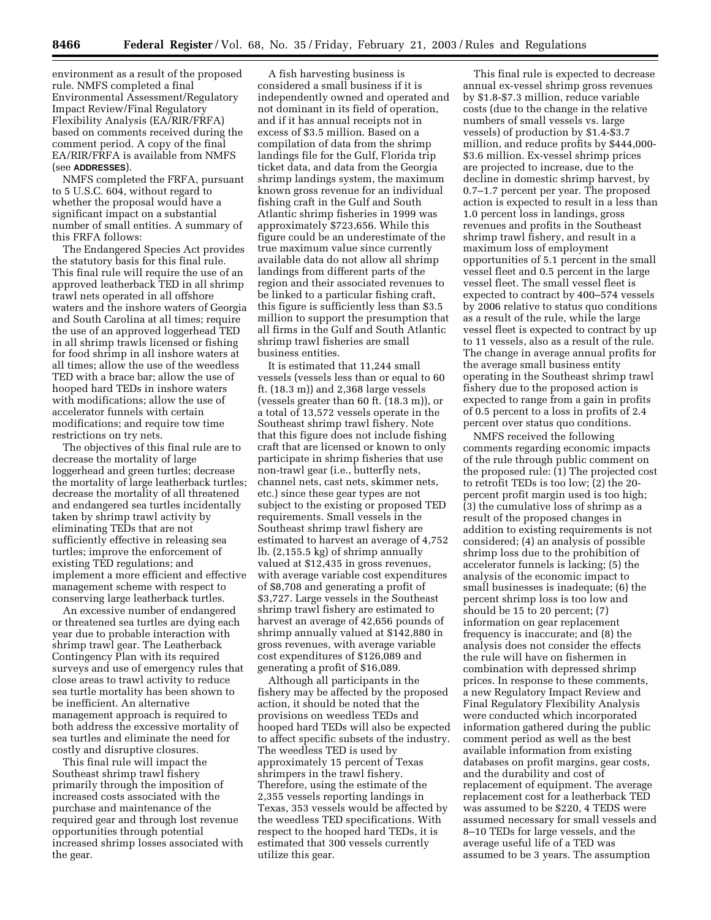environment as a result of the proposed rule. NMFS completed a final Environmental Assessment/Regulatory Impact Review/Final Regulatory Flexibility Analysis (EA/RIR/FRFA) based on comments received during the comment period. A copy of the final EA/RIR/FRFA is available from NMFS (see **ADDRESSES**).

NMFS completed the FRFA, pursuant to 5 U.S.C. 604, without regard to whether the proposal would have a significant impact on a substantial number of small entities. A summary of this FRFA follows:

The Endangered Species Act provides the statutory basis for this final rule. This final rule will require the use of an approved leatherback TED in all shrimp trawl nets operated in all offshore waters and the inshore waters of Georgia and South Carolina at all times; require the use of an approved loggerhead TED in all shrimp trawls licensed or fishing for food shrimp in all inshore waters at all times; allow the use of the weedless TED with a brace bar; allow the use of hooped hard TEDs in inshore waters with modifications; allow the use of accelerator funnels with certain modifications; and require tow time restrictions on try nets.

The objectives of this final rule are to decrease the mortality of large loggerhead and green turtles; decrease the mortality of large leatherback turtles; decrease the mortality of all threatened and endangered sea turtles incidentally taken by shrimp trawl activity by eliminating TEDs that are not sufficiently effective in releasing sea turtles; improve the enforcement of existing TED regulations; and implement a more efficient and effective management scheme with respect to conserving large leatherback turtles.

An excessive number of endangered or threatened sea turtles are dying each year due to probable interaction with shrimp trawl gear. The Leatherback Contingency Plan with its required surveys and use of emergency rules that close areas to trawl activity to reduce sea turtle mortality has been shown to be inefficient. An alternative management approach is required to both address the excessive mortality of sea turtles and eliminate the need for costly and disruptive closures.

This final rule will impact the Southeast shrimp trawl fishery primarily through the imposition of increased costs associated with the purchase and maintenance of the required gear and through lost revenue opportunities through potential increased shrimp losses associated with the gear.

A fish harvesting business is considered a small business if it is independently owned and operated and not dominant in its field of operation, and if it has annual receipts not in excess of $3.5 million. Based on a compilation of data from the shrimp landings file for the Gulf, Florida trip ticket data, and data from the Georgia shrimp landings system, the maximum known gross revenue for an individual fishing craft in the Gulf and South Atlantic shrimp fisheries in 1999 was approximately $723,656. While this figure could be an underestimate of the true maximum value since currently available data do not allow all shrimp landings from different parts of the region and their associated revenues to be linked to a particular fishing craft, this figure is sufficiently less than $3.5 million to support the presumption that all firms in the Gulf and South Atlantic shrimp trawl fisheries are small business entities.

It is estimated that 11,244 small vessels (vessels less than or equal to 60 ft. (18.3 m)) and 2,368 large vessels (vessels greater than 60 ft. (18.3 m)), or a total of 13,572 vessels operate in the Southeast shrimp trawl fishery. Note that this figure does not include fishing craft that are licensed or known to only participate in shrimp fisheries that use non-trawl gear (i.e., butterfly nets, channel nets, cast nets, skimmer nets, etc.) since these gear types are not subject to the existing or proposed TED requirements. Small vessels in the Southeast shrimp trawl fishery are estimated to harvest an average of 4,752 lb. (2,155.5 kg) of shrimp annually valued at $12,435 in gross revenues, with average variable cost expenditures of $8,708 and generating a profit of $3,727. Large vessels in the Southeast shrimp trawl fishery are estimated to harvest an average of 42,656 pounds of shrimp annually valued at $142,880 in gross revenues, with average variable cost expenditures of $126,089 and generating a profit of $16,089.

Although all participants in the fishery may be affected by the proposed action, it should be noted that the provisions on weedless TEDs and hooped hard TEDs will also be expected to affect specific subsets of the industry. The weedless TED is used by approximately 15 percent of Texas shrimpers in the trawl fishery. Therefore, using the estimate of the 2,355 vessels reporting landings in Texas, 353 vessels would be affected by the weedless TED specifications. With respect to the hooped hard TEDs, it is estimated that 300 vessels currently utilize this gear.

This final rule is expected to decrease annual ex-vessel shrimp gross revenues by $1.8-$7.3 million, reduce variable costs (due to the change in the relative numbers of small vessels vs. large vessels) of production by $1.4-$3.7 million, and reduce profits by $444,000-$3.6 million. Ex-vessel shrimp prices are projected to increase, due to the decline in domestic shrimp harvest, by 0.7–1.7 percent per year. The proposed action is expected to result in a less than 1.0 percent loss in landings, gross revenues and profits in the Southeast shrimp trawl fishery, and result in a maximum loss of employment opportunities of 5.1 percent in the small vessel fleet and 0.5 percent in the large vessel fleet. The small vessel fleet is expected to contract by 400–574 vessels by 2006 relative to status quo conditions as a result of the rule, while the large vessel fleet is expected to contract by up to 11 vessels, also as a result of the rule. The change in average annual profits for the average small business entity operating in the Southeast shrimp trawl fishery due to the proposed action is expected to range from a gain in profits of 0.5 percent to a loss in profits of 2.4 percent over status quo conditions.

NMFS received the following comments regarding economic impacts of the rule through public comment on the proposed rule: (1) The projected cost to retrofit TEDs is too low; (2) the 20-percent profit margin used is too high; (3) the cumulative loss of shrimp as a result of the proposed changes in addition to existing requirements is not considered; (4) an analysis of possible shrimp loss due to the prohibition of accelerator funnels is lacking; (5) the analysis of the economic impact to small businesses is inadequate; (6) the percent shrimp loss is too low and should be 15 to 20 percent; (7) information on gear replacement frequency is inaccurate; and (8) the analysis does not consider the effects the rule will have on fishermen in combination with depressed shrimp prices. In response to these comments, a new Regulatory Impact Review and Final Regulatory Flexibility Analysis were conducted which incorporated information gathered during the public comment period as well as the best available information from existing databases on profit margins, gear costs, and the durability and cost of replacement of equipment. The average replacement cost for a leatherback TED was assumed to be $220, 4 TEDS were assumed necessary for small vessels and 8–10 TEDs for large vessels, and the average useful life of a TED was assumed to be 3 years. The assumption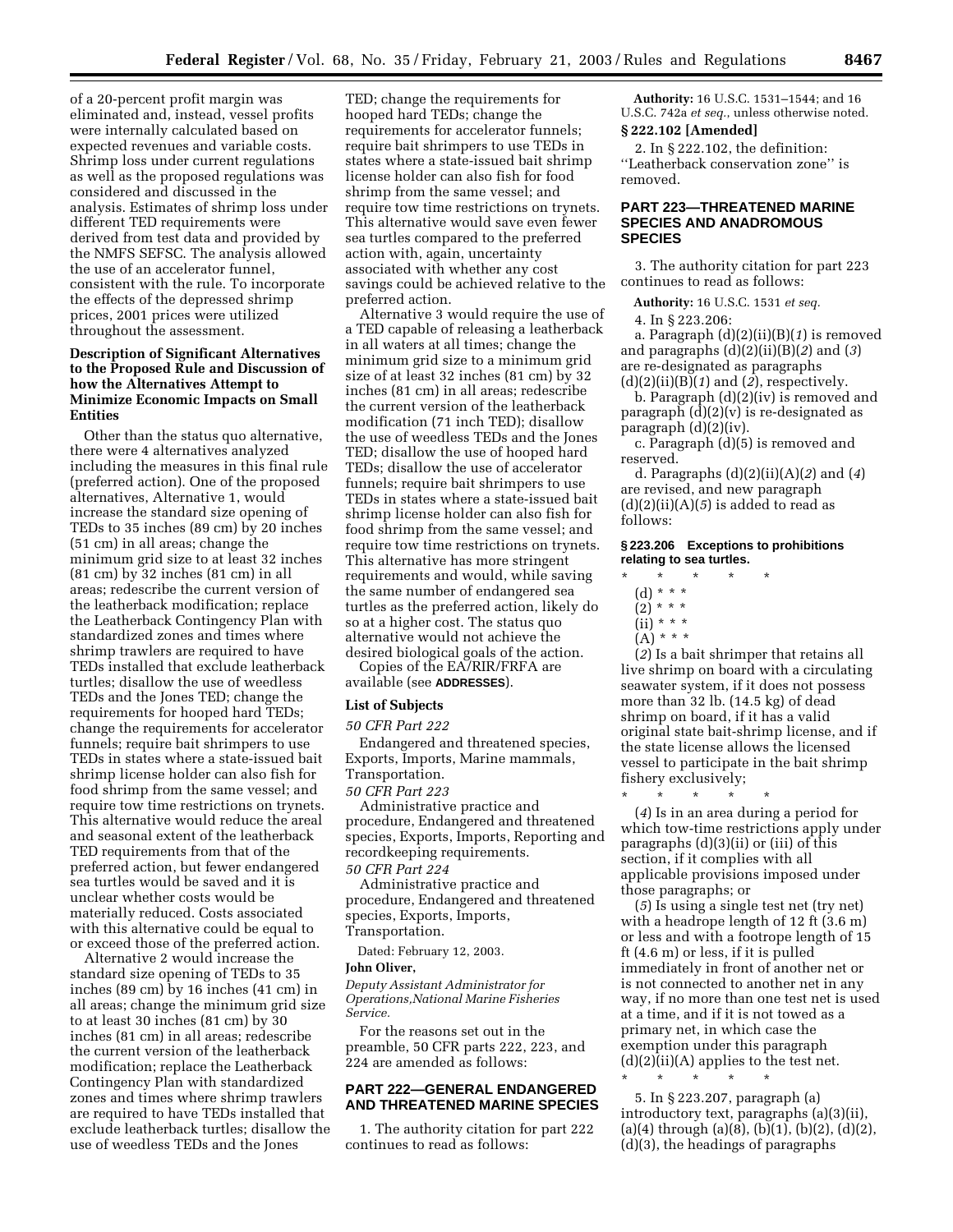of a 20-percent profit margin was eliminated and, instead, vessel profits were internally calculated based on expected revenues and variable costs. Shrimp loss under current regulations as well as the proposed regulations was considered and discussed in the analysis. Estimates of shrimp loss under different TED requirements were derived from test data and provided by the NMFS SEFSC. The analysis allowed the use of an accelerator funnel, consistent with the rule. To incorporate the effects of the depressed shrimp prices, 2001 prices were utilized throughout the assessment.

**Description of Significant Alternatives to the Proposed Rule and Discussion of how the Alternatives Attempt to Minimize Economic Impacts on Small Entities**

Other than the status quo alternative, there were 4 alternatives analyzed including the measures in this final rule (preferred action). One of the proposed alternatives, Alternative 1, would increase the standard size opening of TEDs to 35 inches (89 cm) by 20 inches (51 cm) in all areas; change the minimum grid size to at least 32 inches (81 cm) by 32 inches (81 cm) in all areas; redescribe the current version of the leatherback modification; replace the Leatherback Contingency Plan with standardized zones and times where shrimp trawlers are required to have TEDs installed that exclude leatherback turtles; disallow the use of weedless TEDs and the Jones TED; change the requirements for hooped hard TEDs; change the requirements for accelerator funnels; require bait shrimpers to use TEDs in states where a state-issued bait shrimp license holder can also fish for food shrimp from the same vessel; and require tow time restrictions on trynets. This alternative would reduce the areal and seasonal extent of the leatherback TED requirements from that of the preferred action, but fewer endangered sea turtles would be saved and it is unclear whether costs would be materially reduced. Costs associated with this alternative could be equal to or exceed those of the preferred action.

Alternative 2 would increase the standard size opening of TEDs to 35 inches (89 cm) by 16 inches (41 cm) in all areas; change the minimum grid size to at least 30 inches (81 cm) by 30 inches (81 cm) in all areas; redescribe the current version of the leatherback modification; replace the Leatherback Contingency Plan with standardized zones and times where shrimp trawlers are required to have TEDs installed that exclude leatherback turtles; disallow the use of weedless TEDs and the Jones TED; change the requirements for hooped hard TEDs; change the requirements for accelerator funnels; require bait shrimpers to use TEDs in states where a state-issued bait shrimp license holder can also fish for food shrimp from the same vessel; and require tow time restrictions on trynets. This alternative would save even fewer sea turtles compared to the preferred action with, again, uncertainty associated with whether any cost savings could be achieved relative to the preferred action.

Alternative 3 would require the use of a TED capable of releasing a leatherback in all waters at all times; change the minimum grid size to a minimum grid size of at least 32 inches (81 cm) by 32 inches (81 cm) in all areas; redescribe the current version of the leatherback modification (71 inch TED); disallow the use of weedless TEDs and the Jones TED; disallow the use of hooped hard TEDs; disallow the use of accelerator funnels; require bait shrimpers to use TEDs in states where a state-issued bait shrimp license holder can also fish for food shrimp from the same vessel; and require tow time restrictions on trynets. This alternative has more stringent requirements and would, while saving the same number of endangered sea turtles as the preferred action, likely do so at a higher cost. The status quo alternative would not achieve the desired biological goals of the action.

Copies of the EA/RIR/FRFA are available (see **ADDRESSES**).

**List of Subjects**

*50 CFR Part 222*

Endangered and threatened species, Exports, Imports, Marine mammals, Transportation.

*50 CFR Part 223*

Administrative practice and procedure, Endangered and threatened species, Exports, Imports, Reporting and recordkeeping requirements.

*50 CFR Part 224*

Administrative practice and procedure, Endangered and threatened species, Exports, Imports, Transportation.

Dated: February 12, 2003.

**John Oliver,**

*Deputy Assistant Administrator for Operations,National Marine Fisheries Service.*

For the reasons set out in the preamble, 50 CFR parts 222, 223, and 224 are amended as follows:

## PART 222—GENERAL ENDANGERED AND THREATENED MARINE SPECIES

1. The authority citation for part 222 continues to read as follows:

**Authority:** 16 U.S.C. 1531–1544; and 16 U.S.C. 742a *et seq.*, unless otherwise noted.

**§ 222.102 [Amended]**

2. In § 222.102, the definition: ''Leatherback conservation zone'' is removed.

## PART 223—THREATENED MARINE SPECIES AND ANADROMOUS SPECIES

3. The authority citation for part 223 continues to read as follows:

**Authority:** 16 U.S.C. 1531 *et seq.*

4. In § 223.206:

a. Paragraph (d)(2)(ii)(B)(*1*) is removed and paragraphs (d)(2)(ii)(B)(*2*) and (*3*) are re-designated as paragraphs (d)(2)(ii)(B)(*1*) and (*2*), respectively.

b. Paragraph (d)(2)(iv) is removed and paragraph (d)(2)(v) is re-designated as paragraph (d)(2)(iv).

c. Paragraph (d)(5) is removed and reserved.

d. Paragraphs (d)(2)(ii)(A)(*2*) and (*4*) are revised, and new paragraph (d)(2)(ii)(A)(*5*) is added to read as follows:

**§ 223.206 Exceptions to prohibitions relating to sea turtles.**

\* \* \* \* \*

(d) \* \* \*

(2) \* \* \*

(ii) \* \* \*

(A) \* \* \*

(*2*) Is a bait shrimper that retains all live shrimp on board with a circulating seawater system, if it does not possess more than 32 lb. (14.5 kg) of dead shrimp on board, if it has a valid original state bait-shrimp license, and if the state license allows the licensed vessel to participate in the bait shrimp fishery exclusively;

\* \* \* \* \*

(*4*) Is in an area during a period for which tow-time restrictions apply under paragraphs (d)(3)(ii) or (iii) of this section, if it complies with all applicable provisions imposed under those paragraphs; or

(*5*) Is using a single test net (try net) with a headrope length of 12 ft (3.6 m) or less and with a footrope length of 15 ft (4.6 m) or less, if it is pulled immediately in front of another net or is not connected to another net in any way, if no more than one test net is used at a time, and if it is not towed as a primary net, in which case the exemption under this paragraph (d)(2)(ii)(A) applies to the test net.

\* \* \* \* \*

5. In § 223.207, paragraph (a) introductory text, paragraphs (a)(3)(ii), (a)(4) through (a)(8), (b)(1), (b)(2), (d)(2), (d)(3), the headings of paragraphs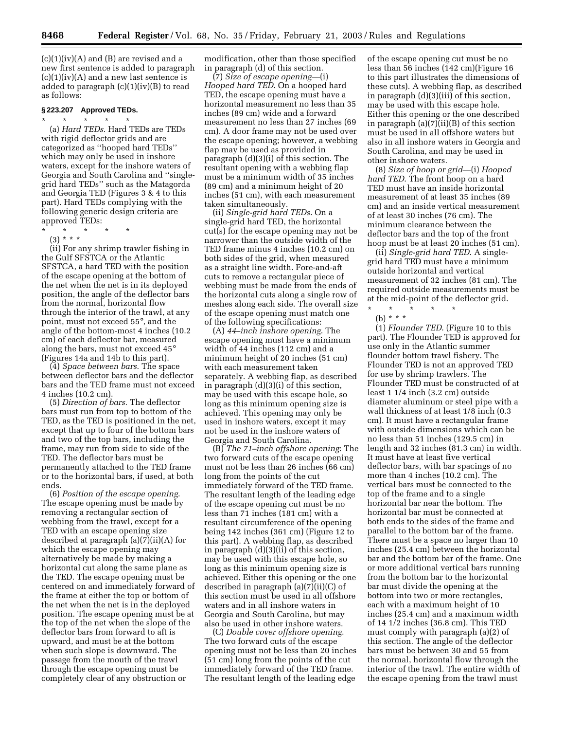(c)(1)(iv)(A) and (B) are revised and a new first sentence is added to paragraph (c)(1)(iv)(A) and a new last sentence is added to paragraph (c)(1)(iv)(B) to read as follows:

## § 223.207 Approved TEDs.

\* \* \* \* \*

(a) *Hard TEDs*. Hard TEDs are TEDs with rigid deflector grids and are categorized as ''hooped hard TEDs'' which may only be used in inshore waters, except for the inshore waters of Georgia and South Carolina and ''single-grid hard TEDs'' such as the Matagorda and Georgia TED (Figures 3 & 4 to this part). Hard TEDs complying with the following generic design criteria are approved TEDs:

\* \* \* \* \*

(3) \* \* \*

(ii) For any shrimp trawler fishing in the Gulf SFSTCA or the Atlantic SFSTCA, a hard TED with the position of the escape opening at the bottom of the net when the net is in its deployed position, the angle of the deflector bars from the normal, horizontal flow through the interior of the trawl, at any point, must not exceed 55°, and the angle of the bottom-most 4 inches (10.2 cm) of each deflector bar, measured along the bars, must not exceed 45° (Figures 14a and 14b to this part).

(4) *Space between bars*. The space between deflector bars and the deflector bars and the TED frame must not exceed 4 inches (10.2 cm).

(5) *Direction of bars*. The deflector bars must run from top to bottom of the TED, as the TED is positioned in the net, except that up to four of the bottom bars and two of the top bars, including the frame, may run from side to side of the TED. The deflector bars must be permanently attached to the TED frame or to the horizontal bars, if used, at both ends.

(6) *Position of the escape opening*. The escape opening must be made by removing a rectangular section of webbing from the trawl, except for a TED with an escape opening size described at paragraph (a)(7)(ii)(A) for which the escape opening may alternatively be made by making a horizontal cut along the same plane as the TED. The escape opening must be centered on and immediately forward of the frame at either the top or bottom of the net when the net is in the deployed position. The escape opening must be at the top of the net when the slope of the deflector bars from forward to aft is upward, and must be at the bottom when such slope is downward. The passage from the mouth of the trawl through the escape opening must be completely clear of any obstruction or modification, other than those specified in paragraph (d) of this section.

(7) *Size of escape opening*—(i) *Hooped hard TED*. On a hooped hard TED, the escape opening must have a horizontal measurement no less than 35 inches (89 cm) wide and a forward measurement no less than 27 inches (69 cm). A door frame may not be used over the escape opening; however, a webbing flap may be used as provided in paragraph (d)(3)(i) of this section. The resultant opening with a webbing flap must be a minimum width of 35 inches (89 cm) and a minimum height of 20 inches (51 cm), with each measurement taken simultaneously.

(ii) *Single-grid hard TEDs*. On a single-grid hard TED, the horizontal cut(s) for the escape opening may not be narrower than the outside width of the TED frame minus 4 inches (10.2 cm) on both sides of the grid, when measured as a straight line width. Fore-and-aft cuts to remove a rectangular piece of webbing must be made from the ends of the horizontal cuts along a single row of meshes along each side. The overall size of the escape opening must match one of the following specifications:

(A) *44–inch inshore opening.* The escape opening must have a minimum width of 44 inches (112 cm) and a minimum height of 20 inches (51 cm) with each measurement taken separately. A webbing flap, as described in paragraph (d)(3)(i) of this section, may be used with this escape hole, so long as this minimum opening size is achieved. This opening may only be used in inshore waters, except it may not be used in the inshore waters of Georgia and South Carolina.

(B) *The 71–inch offshore opening*: The two forward cuts of the escape opening must not be less than 26 inches (66 cm) long from the points of the cut immediately forward of the TED frame. The resultant length of the leading edge of the escape opening cut must be no less than 71 inches (181 cm) with a resultant circumference of the opening being 142 inches (361 cm) (Figure 12 to this part). A webbing flap, as described in paragraph (d)(3)(ii) of this section, may be used with this escape hole, so long as this minimum opening size is achieved. Either this opening or the one described in paragraph (a)(7)(ii)(C) of this section must be used in all offshore waters and in all inshore waters in Georgia and South Carolina, but may also be used in other inshore waters.

(C) *Double cover offshore opening*. The two forward cuts of the escape opening must not be less than 20 inches (51 cm) long from the points of the cut immediately forward of the TED frame. The resultant length of the leading edge of the escape opening cut must be no less than 56 inches (142 cm)(Figure 16 to this part illustrates the dimensions of these cuts). A webbing flap, as described in paragraph (d)(3)(iii) of this section, may be used with this escape hole. Either this opening or the one described in paragraph (a)(7)(ii)(B) of this section must be used in all offshore waters but also in all inshore waters in Georgia and South Carolina, and may be used in other inshore waters.

(8) *Size of hoop or grid*—(i) *Hooped hard TED*. The front hoop on a hard TED must have an inside horizontal measurement of at least 35 inches (89 cm) and an inside vertical measurement of at least 30 inches (76 cm). The minimum clearance between the deflector bars and the top of the front hoop must be at least 20 inches (51 cm).

(ii) *Single-grid hard TED*. A single-grid hard TED must have a minimum outside horizontal and vertical measurement of 32 inches (81 cm). The required outside measurements must be at the mid-point of the deflector grid.

\* \* \* \* \*

(b) \* \* \*

(1) *Flounder TED*. (Figure 10 to this part). The Flounder TED is approved for use only in the Atlantic summer flounder bottom trawl fishery. The Flounder TED is not an approved TED for use by shrimp trawlers. The Flounder TED must be constructed of at least 1 1/4 inch (3.2 cm) outside diameter aluminum or steel pipe with a wall thickness of at least 1/8 inch (0.3 cm). It must have a rectangular frame with outside dimensions which can be no less than 51 inches (129.5 cm) in length and 32 inches (81.3 cm) in width. It must have at least five vertical deflector bars, with bar spacings of no more than 4 inches (10.2 cm). The vertical bars must be connected to the top of the frame and to a single horizontal bar near the bottom. The horizontal bar must be connected at both ends to the sides of the frame and parallel to the bottom bar of the frame. There must be a space no larger than 10 inches (25.4 cm) between the horizontal bar and the bottom bar of the frame. One or more additional vertical bars running from the bottom bar to the horizontal bar must divide the opening at the bottom into two or more rectangles, each with a maximum height of 10 inches (25.4 cm) and a maximum width of 14 1/2 inches (36.8 cm). This TED must comply with paragraph (a)(2) of this section. The angle of the deflector bars must be between 30 and 55 from the normal, horizontal flow through the interior of the trawl. The entire width of the escape opening from the trawl must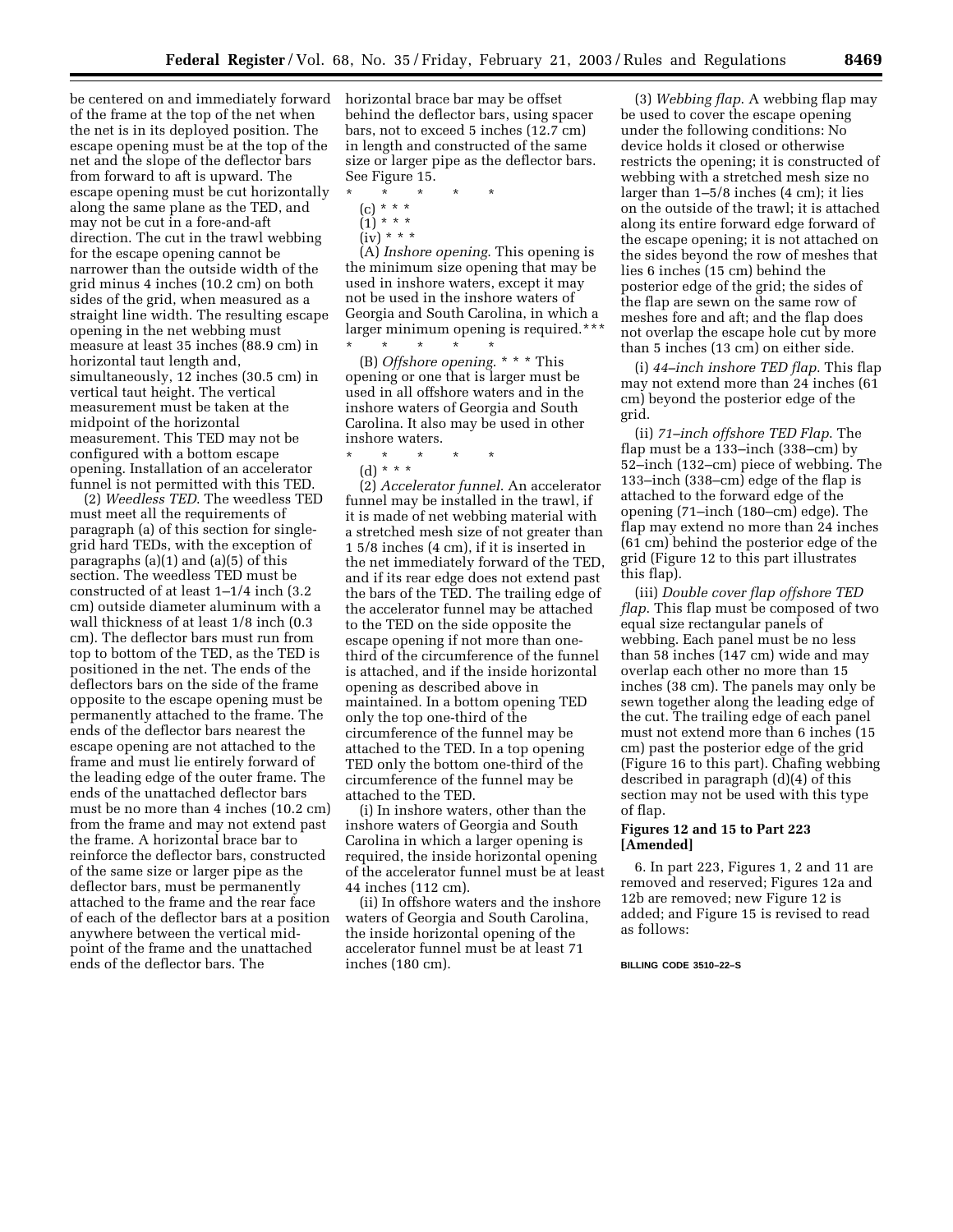be centered on and immediately forward of the frame at the top of the net when the net is in its deployed position. The escape opening must be at the top of the net and the slope of the deflector bars from forward to aft is upward. The escape opening must be cut horizontally along the same plane as the TED, and may not be cut in a fore-and-aft direction. The cut in the trawl webbing for the escape opening cannot be narrower than the outside width of the grid minus 4 inches (10.2 cm) on both sides of the grid, when measured as a straight line width. The resulting escape opening in the net webbing must measure at least 35 inches (88.9 cm) in horizontal taut length and, simultaneously, 12 inches (30.5 cm) in vertical taut height. The vertical measurement must be taken at the midpoint of the horizontal measurement. This TED may not be configured with a bottom escape opening. Installation of an accelerator funnel is not permitted with this TED.

(2) *Weedless TED*. The weedless TED must meet all the requirements of paragraph (a) of this section for single-grid hard TEDs, with the exception of paragraphs (a)(1) and (a)(5) of this section. The weedless TED must be constructed of at least 1–1/4 inch (3.2 cm) outside diameter aluminum with a wall thickness of at least 1/8 inch (0.3 cm). The deflector bars must run from top to bottom of the TED, as the TED is positioned in the net. The ends of the deflectors bars on the side of the frame opposite to the escape opening must be permanently attached to the frame. The ends of the deflector bars nearest the escape opening are not attached to the frame and must lie entirely forward of the leading edge of the outer frame. The ends of the unattached deflector bars must be no more than 4 inches (10.2 cm) from the frame and may not extend past the frame. A horizontal brace bar to reinforce the deflector bars, constructed of the same size or larger pipe as the deflector bars, must be permanently attached to the frame and the rear face of each of the deflector bars at a position anywhere between the vertical mid-point of the frame and the unattached ends of the deflector bars. The horizontal brace bar may be offset behind the deflector bars, using spacer bars, not to exceed 5 inches (12.7 cm) in length and constructed of the same size or larger pipe as the deflector bars. See Figure 15.

\* \* \* \* \*

(c) \* \* \*

(1) \* \* \*

(iv) \* \* \*

(A) *Inshore opening*. This opening is the minimum size opening that may be used in inshore waters, except it may not be used in the inshore waters of Georgia and South Carolina, in which a larger minimum opening is required.\*\*\*

\* \* \* \* \*

(B) *Offshore opening*. \* \* \* This opening or one that is larger must be used in all offshore waters and in the inshore waters of Georgia and South Carolina. It also may be used in other inshore waters.

\* \* \* \* \*

(d) \* \* \*

(2) *Accelerator funnel*. An accelerator funnel may be installed in the trawl, if it is made of net webbing material with a stretched mesh size of not greater than 1 5/8 inches (4 cm), if it is inserted in the net immediately forward of the TED, and if its rear edge does not extend past the bars of the TED. The trailing edge of the accelerator funnel may be attached to the TED on the side opposite the escape opening if not more than one-third of the circumference of the funnel is attached, and if the inside horizontal opening as described above in maintained. In a bottom opening TED only the top one-third of the circumference of the funnel may be attached to the TED. In a top opening TED only the bottom one-third of the circumference of the funnel may be attached to the TED.

(i) In inshore waters, other than the inshore waters of Georgia and South Carolina in which a larger opening is required, the inside horizontal opening of the accelerator funnel must be at least 44 inches (112 cm).

(ii) In offshore waters and the inshore waters of Georgia and South Carolina, the inside horizontal opening of the accelerator funnel must be at least 71 inches (180 cm).

(3) *Webbing flap*. A webbing flap may be used to cover the escape opening under the following conditions: No device holds it closed or otherwise restricts the opening; it is constructed of webbing with a stretched mesh size no larger than 1–5/8 inches (4 cm); it lies on the outside of the trawl; it is attached along its entire forward edge forward of the escape opening; it is not attached on the sides beyond the row of meshes that lies 6 inches (15 cm) behind the posterior edge of the grid; the sides of the flap are sewn on the same row of meshes fore and aft; and the flap does not overlap the escape hole cut by more than 5 inches (13 cm) on either side.

(i) *44–inch inshore TED flap*. This flap may not extend more than 24 inches (61 cm) beyond the posterior edge of the grid.

(ii) *71–inch offshore TED Flap*. The flap must be a 133–inch (338–cm) by 52–inch (132–cm) piece of webbing. The 133–inch (338–cm) edge of the flap is attached to the forward edge of the opening (71–inch (180–cm) edge). The flap may extend no more than 24 inches (61 cm) behind the posterior edge of the grid (Figure 12 to this part illustrates this flap).

(iii) *Double cover flap offshore TED flap*. This flap must be composed of two equal size rectangular panels of webbing. Each panel must be no less than 58 inches (147 cm) wide and may overlap each other no more than 15 inches (38 cm). The panels may only be sewn together along the leading edge of the cut. The trailing edge of each panel must not extend more than 6 inches (15 cm) past the posterior edge of the grid (Figure 16 to this part). Chafing webbing described in paragraph (d)(4) of this section may not be used with this type of flap.

**Figures 12 and 15 to Part 223 [Amended]**

6. In part 223, Figures 1, 2 and 11 are removed and reserved; Figures 12a and 12b are removed; new Figure 12 is added; and Figure 15 is revised to read as follows:

BILLING CODE 3510–22–S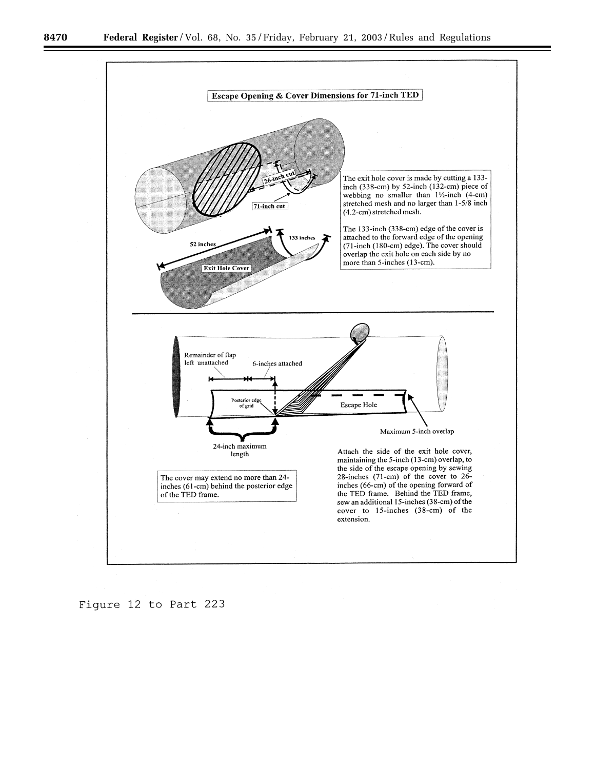Escape Opening & Cover Dimensions for 71-inch TED

26-inch cut

71-inch cut

52 inches

133 inches

Exit Hole Cover

The exit hole cover is made by cutting a 133-inch (338-cm) by 52-inch (132-cm) piece of webbing no smaller than 1½-inch (4-cm) stretched mesh and no larger than 1-5/8 inch (4.2-cm) stretched mesh.

The 133-inch (338-cm) edge of the cover is attached to the forward edge of the opening (71-inch (180-cm) edge). The cover should overlap the exit hole on each side by no more than 5-inches (13-cm).

Remainder of flap left unattached

6-inches attached

Posterior edge of grid

Escape Hole

Maximum 5-inch overlap

24-inch maximum length

The cover may extend no more than 24-inches (61-cm) behind the posterior edge of the TED frame.

Attach the side of the exit hole cover, maintaining the 5-inch (13-cm) overlap, to the side of the escape opening by sewing 28-inches (71-cm) of the cover to 26-inches (66-cm) of the opening forward of the TED frame. Behind the TED frame, sew an additional 15-inches (38-cm) of the cover to 15-inches (38-cm) of the extension.

Figure 12 to Part 223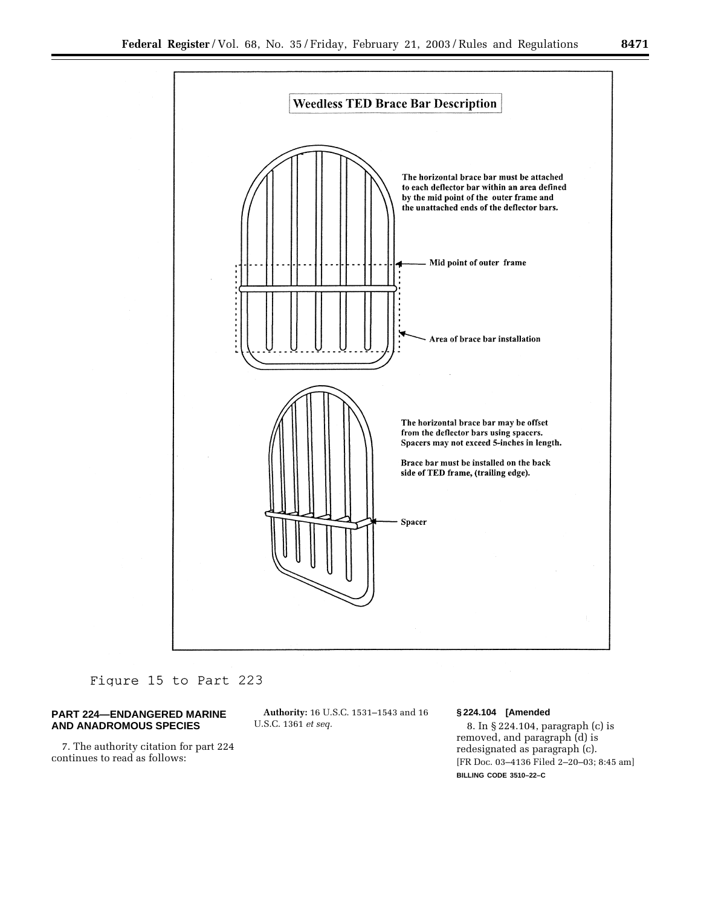Weedless TED Brace Bar Description

The horizontal brace bar must be attached to each deflector bar within an area defined by the mid point of the outer frame and the unattached ends of the deflector bars.

Mid point of outer frame

Area of brace bar installation

The horizontal brace bar may be offset from the deflector bars using spacers. Spacers may not exceed 5-inches in length.

Brace bar must be installed on the back side of TED frame, (trailing edge).

Spacer

Figure 15 to Part 223

## PART 224—ENDANGERED MARINE AND ANADROMOUS SPECIES

7. The authority citation for part 224 continues to read as follows:

**Authority:** 16 U.S.C. 1531–1543 and 16 U.S.C. 1361 *et seq.*

### § 224.104 [Amended

8. In § 224.104, paragraph (c) is removed, and paragraph (d) is redesignated as paragraph (c).

[FR Doc. 03–4136 Filed 2–20–03; 8:45 am]

BILLING CODE 3510–22–C